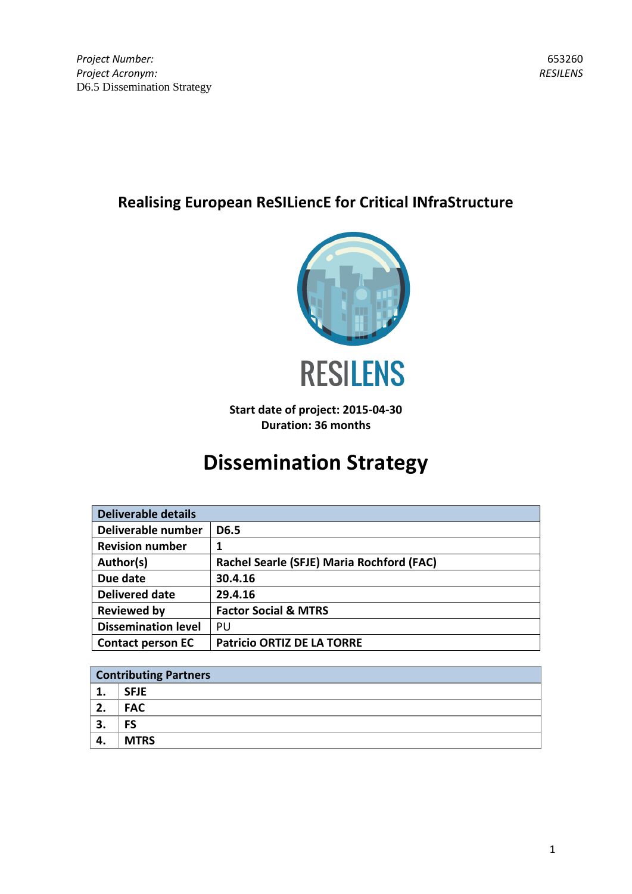*Project Number:* 653260
*Project Acronym:* *RESILENS*
D6.5 Dissemination Strategy

# Realising European ReSILiencE for Critical INfraStructure

RESILENS

**Start date of project: 2015-04-30**
**Duration: 36 months**

# Dissemination Strategy

| Deliverable details | |
|---|---|
| **Deliverable number** | **D6.5** |
| **Revision number** | **1** |
| **Author(s)** | **Rachel Searle (SFJE) Maria Rochford (FAC)** |
| **Due date** | **30.4.16** |
| **Delivered date** | **29.4.16** |
| **Reviewed by** | **Factor Social & MTRS** |
| **Dissemination level** | PU |
| **Contact person EC** | **Patricio ORTIZ DE LA TORRE** |

| Contributing Partners | |
|---|---|
| **1.** | **SFJE** |
| **2.** | **FAC** |
| **3.** | **FS** |
| **4.** | **MTRS** |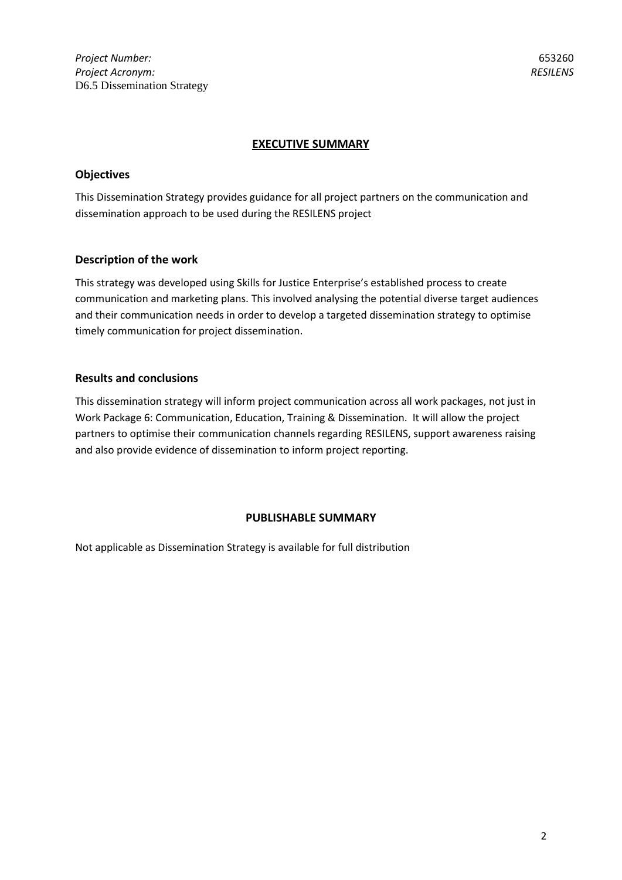## EXECUTIVE SUMMARY

### Objectives

This Dissemination Strategy provides guidance for all project partners on the communication and dissemination approach to be used during the RESILENS project

### Description of the work

This strategy was developed using Skills for Justice Enterprise's established process to create communication and marketing plans. This involved analysing the potential diverse target audiences and their communication needs in order to develop a targeted dissemination strategy to optimise timely communication for project dissemination.

### Results and conclusions

This dissemination strategy will inform project communication across all work packages, not just in Work Package 6: Communication, Education, Training & Dissemination. It will allow the project partners to optimise their communication channels regarding RESILENS, support awareness raising and also provide evidence of dissemination to inform project reporting.

## PUBLISHABLE SUMMARY

Not applicable as Dissemination Strategy is available for full distribution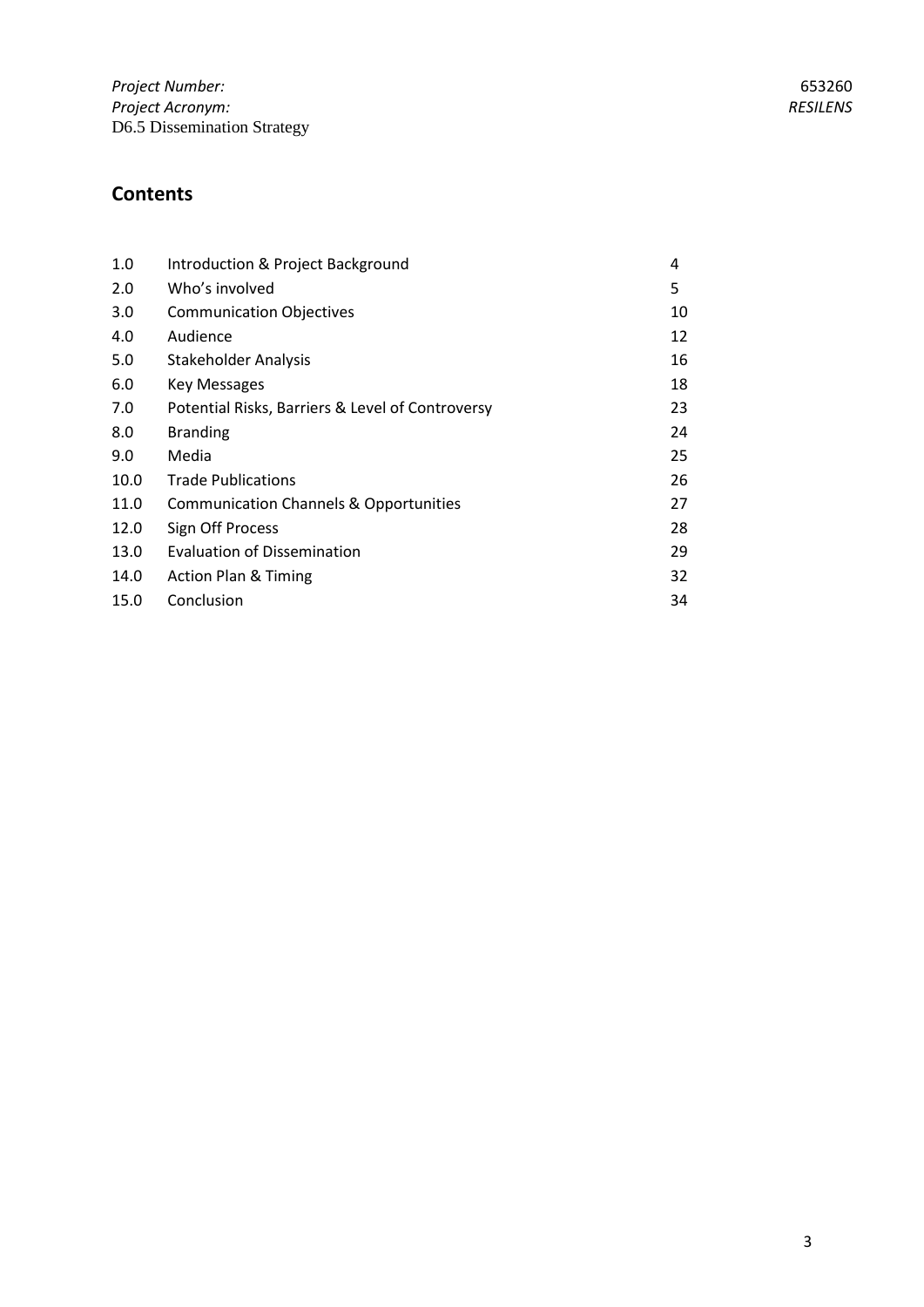## Contents

| | | |
|---|---|---|
| 1.0 | Introduction & Project Background | 4 |
| 2.0 | Who's involved | 5 |
| 3.0 | Communication Objectives | 10 |
| 4.0 | Audience | 12 |
| 5.0 | Stakeholder Analysis | 16 |
| 6.0 | Key Messages | 18 |
| 7.0 | Potential Risks, Barriers & Level of Controversy | 23 |
| 8.0 | Branding | 24 |
| 9.0 | Media | 25 |
| 10.0 | Trade Publications | 26 |
| 11.0 | Communication Channels & Opportunities | 27 |
| 12.0 | Sign Off Process | 28 |
| 13.0 | Evaluation of Dissemination | 29 |
| 14.0 | Action Plan & Timing | 32 |
| 15.0 | Conclusion | 34 |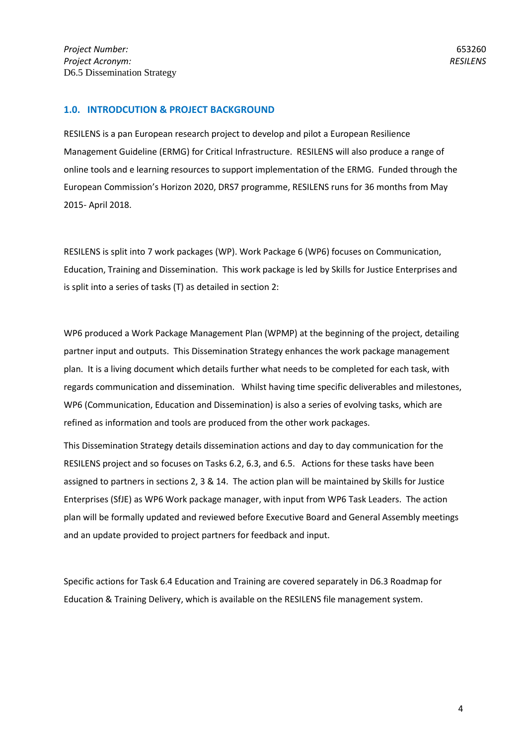## 1.0. INTRODCUTION & PROJECT BACKGROUND

RESILENS is a pan European research project to develop and pilot a European Resilience Management Guideline (ERMG) for Critical Infrastructure. RESILENS will also produce a range of online tools and e learning resources to support implementation of the ERMG. Funded through the European Commission's Horizon 2020, DRS7 programme, RESILENS runs for 36 months from May 2015- April 2018.

RESILENS is split into 7 work packages (WP). Work Package 6 (WP6) focuses on Communication, Education, Training and Dissemination. This work package is led by Skills for Justice Enterprises and is split into a series of tasks (T) as detailed in section 2:

WP6 produced a Work Package Management Plan (WPMP) at the beginning of the project, detailing partner input and outputs. This Dissemination Strategy enhances the work package management plan. It is a living document which details further what needs to be completed for each task, with regards communication and dissemination. Whilst having time specific deliverables and milestones, WP6 (Communication, Education and Dissemination) is also a series of evolving tasks, which are refined as information and tools are produced from the other work packages.

This Dissemination Strategy details dissemination actions and day to day communication for the RESILENS project and so focuses on Tasks 6.2, 6.3, and 6.5. Actions for these tasks have been assigned to partners in sections 2, 3 & 14. The action plan will be maintained by Skills for Justice Enterprises (SfJE) as WP6 Work package manager, with input from WP6 Task Leaders. The action plan will be formally updated and reviewed before Executive Board and General Assembly meetings and an update provided to project partners for feedback and input.

Specific actions for Task 6.4 Education and Training are covered separately in D6.3 Roadmap for Education & Training Delivery, which is available on the RESILENS file management system.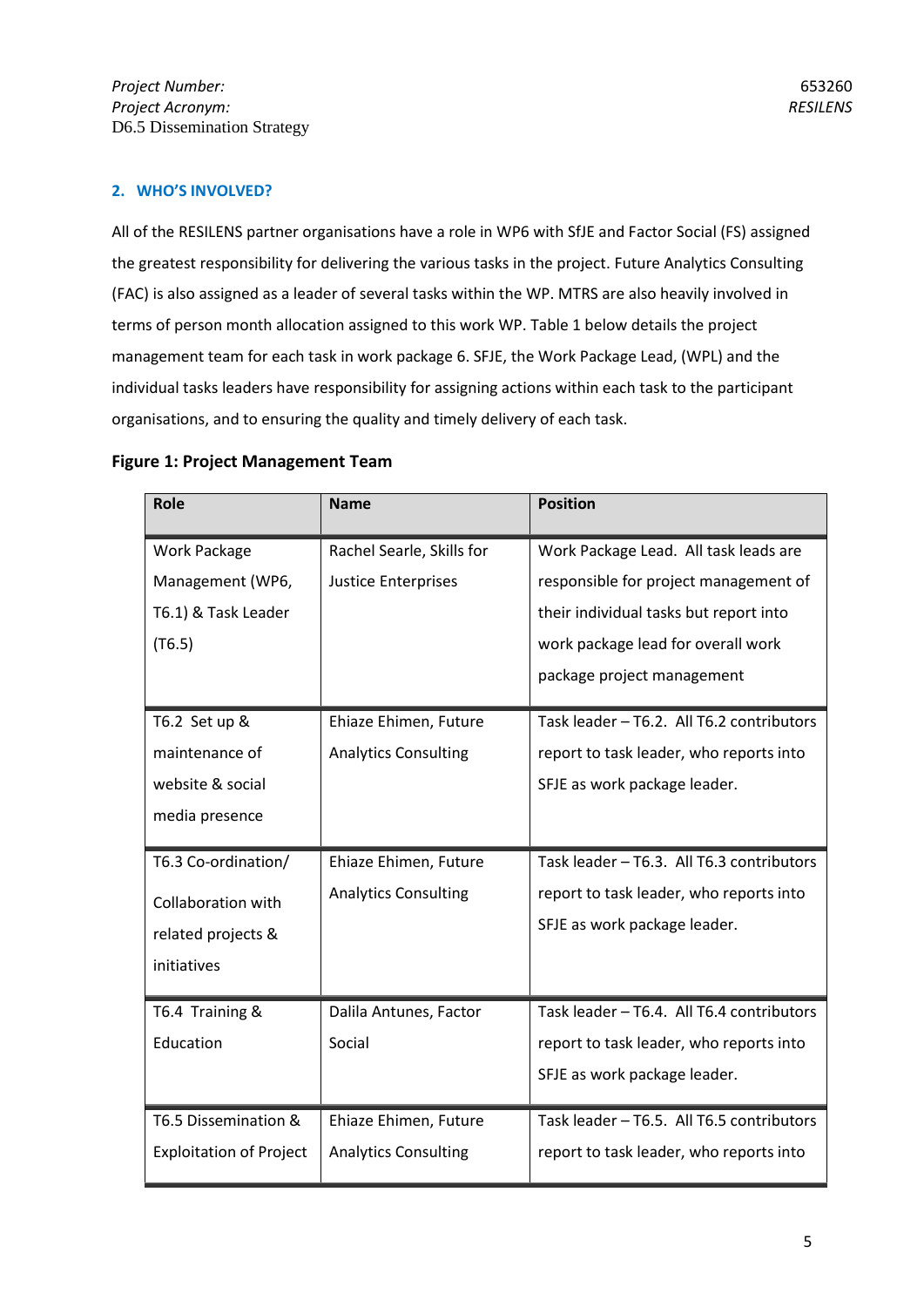## 2. WHO'S INVOLVED?

All of the RESILENS partner organisations have a role in WP6 with SfJE and Factor Social (FS) assigned the greatest responsibility for delivering the various tasks in the project. Future Analytics Consulting (FAC) is also assigned as a leader of several tasks within the WP. MTRS are also heavily involved in terms of person month allocation assigned to this work WP. Table 1 below details the project management team for each task in work package 6. SFJE, the Work Package Lead, (WPL) and the individual tasks leaders have responsibility for assigning actions within each task to the participant organisations, and to ensuring the quality and timely delivery of each task.

**Figure 1: Project Management Team**

| Role | Name | Position |
|---|---|---|
| Work Package Management (WP6, T6.1) & Task Leader (T6.5) | Rachel Searle, Skills for Justice Enterprises | Work Package Lead. All task leads are responsible for project management of their individual tasks but report into work package lead for overall work package project management |
| T6.2 Set up & maintenance of website & social media presence | Ehiaze Ehimen, Future Analytics Consulting | Task leader – T6.2. All T6.2 contributors report to task leader, who reports into SFJE as work package leader. |
| T6.3 Co-ordination/ Collaboration with related projects & initiatives | Ehiaze Ehimen, Future Analytics Consulting | Task leader – T6.3. All T6.3 contributors report to task leader, who reports into SFJE as work package leader. |
| T6.4 Training & Education | Dalila Antunes, Factor Social | Task leader – T6.4. All T6.4 contributors report to task leader, who reports into SFJE as work package leader. |
| T6.5 Dissemination & Exploitation of Project | Ehiaze Ehimen, Future Analytics Consulting | Task leader – T6.5. All T6.5 contributors report to task leader, who reports into |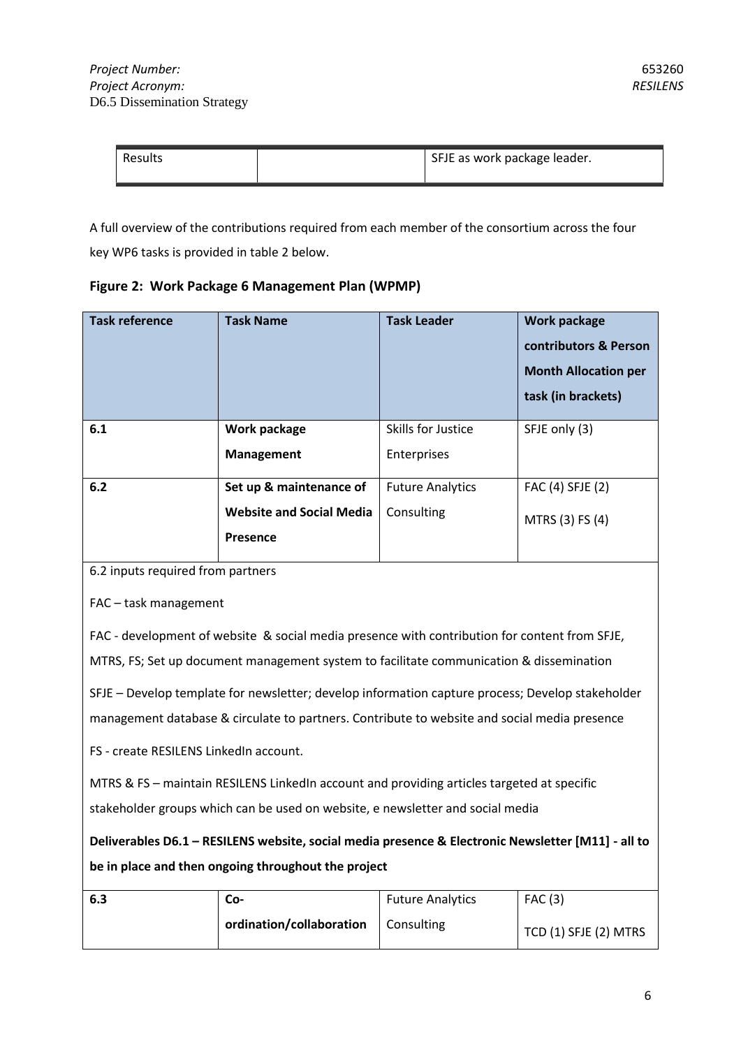| Results | | SFJE as work package leader. |
|---|---|---|

A full overview of the contributions required from each member of the consortium across the four key WP6 tasks is provided in table 2 below.

**Figure 2: Work Package 6 Management Plan (WPMP)**

| Task reference | Task Name | Task Leader | Work package contributors & Person Month Allocation per task (in brackets) |
|---|---|---|---|
| **6.1** | **Work package Management** | Skills for Justice Enterprises | SFJE only (3) |
| **6.2** | **Set up & maintenance of Website and Social Media Presence** | Future Analytics Consulting | FAC (4) SFJE (2) MTRS (3) FS (4) |
| 6.2 inputs required from partners<br><br>FAC – task management<br><br>FAC - development of website & social media presence with contribution for content from SFJE, MTRS, FS; Set up document management system to facilitate communication & dissemination<br><br>SFJE – Develop template for newsletter; develop information capture process; Develop stakeholder management database & circulate to partners. Contribute to website and social media presence<br><br>FS - create RESILENS LinkedIn account.<br><br>MTRS & FS – maintain RESILENS LinkedIn account and providing articles targeted at specific stakeholder groups which can be used on website, e newsletter and social media<br><br>**Deliverables D6.1 – RESILENS website, social media presence & Electronic Newsletter [M11] - all to be in place and then ongoing throughout the project** | | | |
| **6.3** | **Co-ordination/collaboration** | Future Analytics Consulting | FAC (3) TCD (1) SFJE (2) MTRS |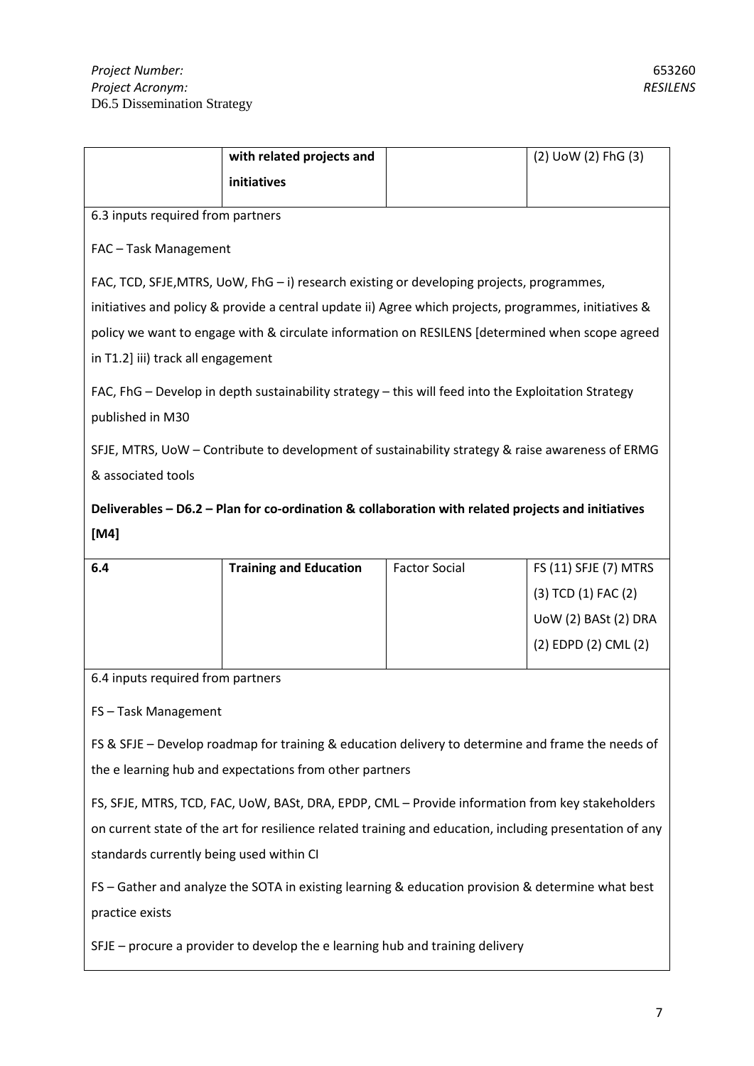| | with related projects and initiatives | | (2) UoW (2) FhG (3) |
|---|---|---|---|

6.3 inputs required from partners

FAC – Task Management

FAC, TCD, SFJE,MTRS, UoW, FhG – i) research existing or developing projects, programmes, initiatives and policy & provide a central update ii) Agree which projects, programmes, initiatives & policy we want to engage with & circulate information on RESILENS [determined when scope agreed in T1.2] iii) track all engagement

FAC, FhG – Develop in depth sustainability strategy – this will feed into the Exploitation Strategy published in M30

SFJE, MTRS, UoW – Contribute to development of sustainability strategy & raise awareness of ERMG & associated tools

**Deliverables – D6.2 – Plan for co-ordination & collaboration with related projects and initiatives [M4]**

| **6.4** | **Training and Education** | Factor Social | FS (11) SFJE (7) MTRS (3) TCD (1) FAC (2) UoW (2) BASt (2) DRA (2) EDPD (2) CML (2) |
|---|---|---|---|

6.4 inputs required from partners

FS – Task Management

FS & SFJE – Develop roadmap for training & education delivery to determine and frame the needs of the e learning hub and expectations from other partners

FS, SFJE, MTRS, TCD, FAC, UoW, BASt, DRA, EPDP, CML – Provide information from key stakeholders on current state of the art for resilience related training and education, including presentation of any standards currently being used within CI

FS – Gather and analyze the SOTA in existing learning & education provision & determine what best practice exists

SFJE – procure a provider to develop the e learning hub and training delivery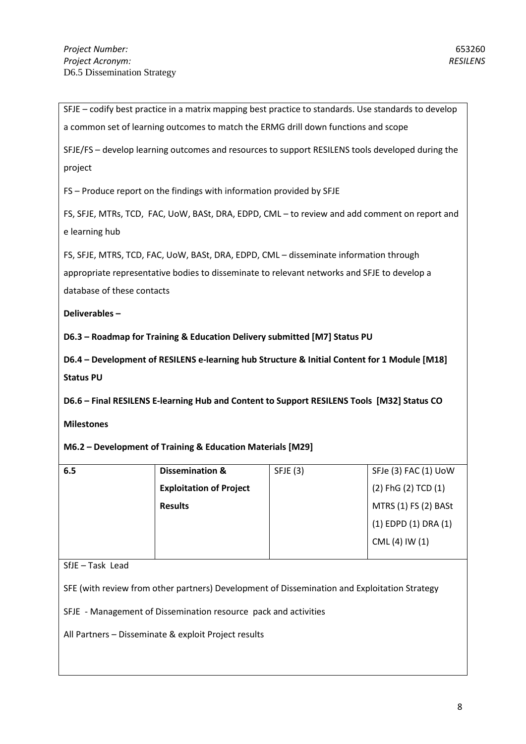SFJE – codify best practice in a matrix mapping best practice to standards. Use standards to develop a common set of learning outcomes to match the ERMG drill down functions and scope

SFJE/FS – develop learning outcomes and resources to support RESILENS tools developed during the project

FS – Produce report on the findings with information provided by SFJE

FS, SFJE, MTRs, TCD, FAC, UoW, BASt, DRA, EDPD, CML – to review and add comment on report and e learning hub

FS, SFJE, MTRS, TCD, FAC, UoW, BASt, DRA, EDPD, CML – disseminate information through appropriate representative bodies to disseminate to relevant networks and SFJE to develop a database of these contacts

**Deliverables –**

**D6.3 – Roadmap for Training & Education Delivery submitted [M7] Status PU**

**D6.4 – Development of RESILENS e-learning hub Structure & Initial Content for 1 Module [M18] Status PU**

**D6.6 – Final RESILENS E-learning Hub and Content to Support RESILENS Tools [M32] Status CO**

**Milestones**

**M6.2 – Development of Training & Education Materials [M29]**

| **6.5** | **Dissemination & Exploitation of Project Results** | SFJE (3) | SFJe (3) FAC (1) UoW (2) FhG (2) TCD (1) MTRS (1) FS (2) BASt (1) EDPD (1) DRA (1) CML (4) IW (1) |
|---|---|---|---|

SfJE – Task Lead

SFE (with review from other partners) Development of Dissemination and Exploitation Strategy

SFJE - Management of Dissemination resource pack and activities

All Partners – Disseminate & exploit Project results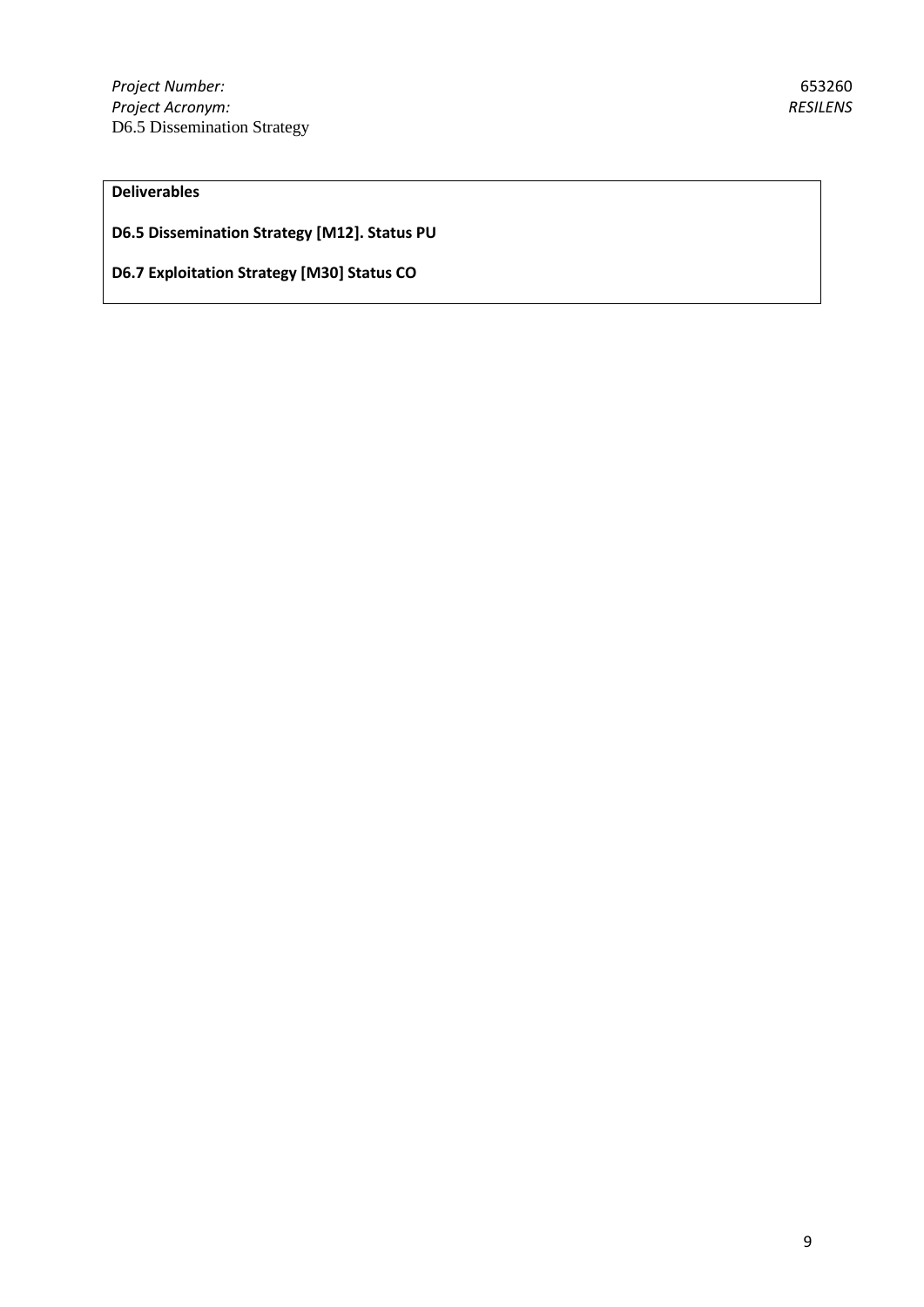**Deliverables**

**D6.5 Dissemination Strategy [M12]. Status PU**

**D6.7 Exploitation Strategy [M30] Status CO**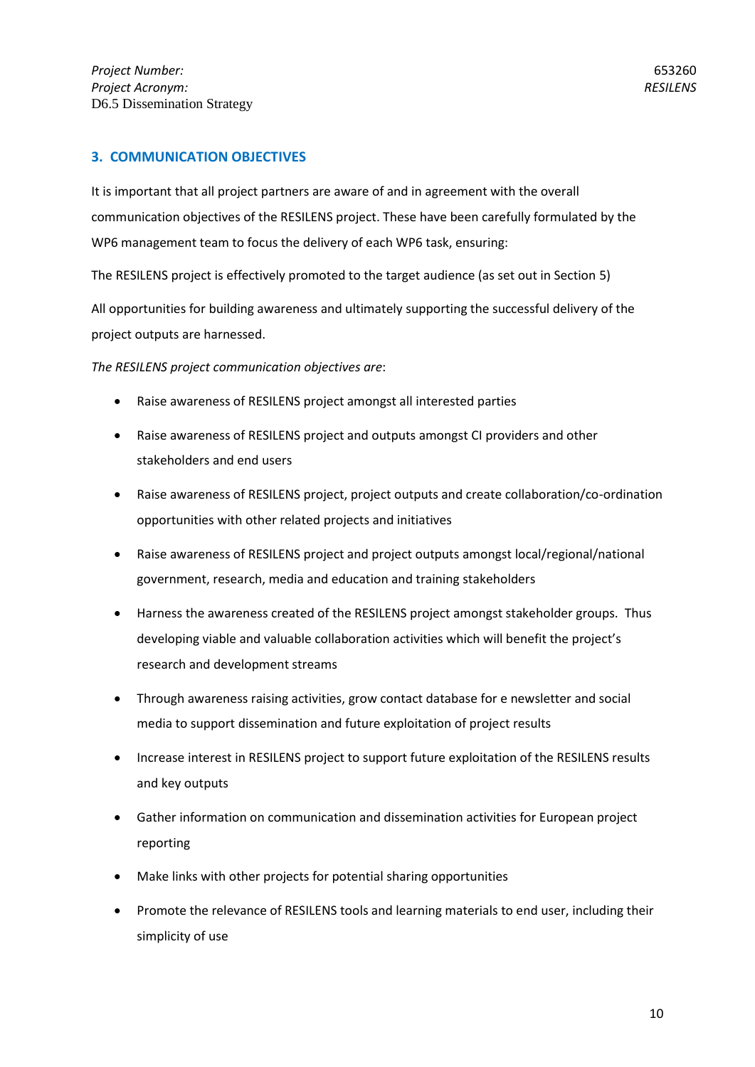## 3. COMMUNICATION OBJECTIVES

It is important that all project partners are aware of and in agreement with the overall communication objectives of the RESILENS project. These have been carefully formulated by the WP6 management team to focus the delivery of each WP6 task, ensuring:

The RESILENS project is effectively promoted to the target audience (as set out in Section 5)

All opportunities for building awareness and ultimately supporting the successful delivery of the project outputs are harnessed.

*The RESILENS project communication objectives are*:

- Raise awareness of RESILENS project amongst all interested parties
- Raise awareness of RESILENS project and outputs amongst CI providers and other stakeholders and end users
- Raise awareness of RESILENS project, project outputs and create collaboration/co-ordination opportunities with other related projects and initiatives
- Raise awareness of RESILENS project and project outputs amongst local/regional/national government, research, media and education and training stakeholders
- Harness the awareness created of the RESILENS project amongst stakeholder groups. Thus developing viable and valuable collaboration activities which will benefit the project's research and development streams
- Through awareness raising activities, grow contact database for e newsletter and social media to support dissemination and future exploitation of project results
- Increase interest in RESILENS project to support future exploitation of the RESILENS results and key outputs
- Gather information on communication and dissemination activities for European project reporting
- Make links with other projects for potential sharing opportunities
- Promote the relevance of RESILENS tools and learning materials to end user, including their simplicity of use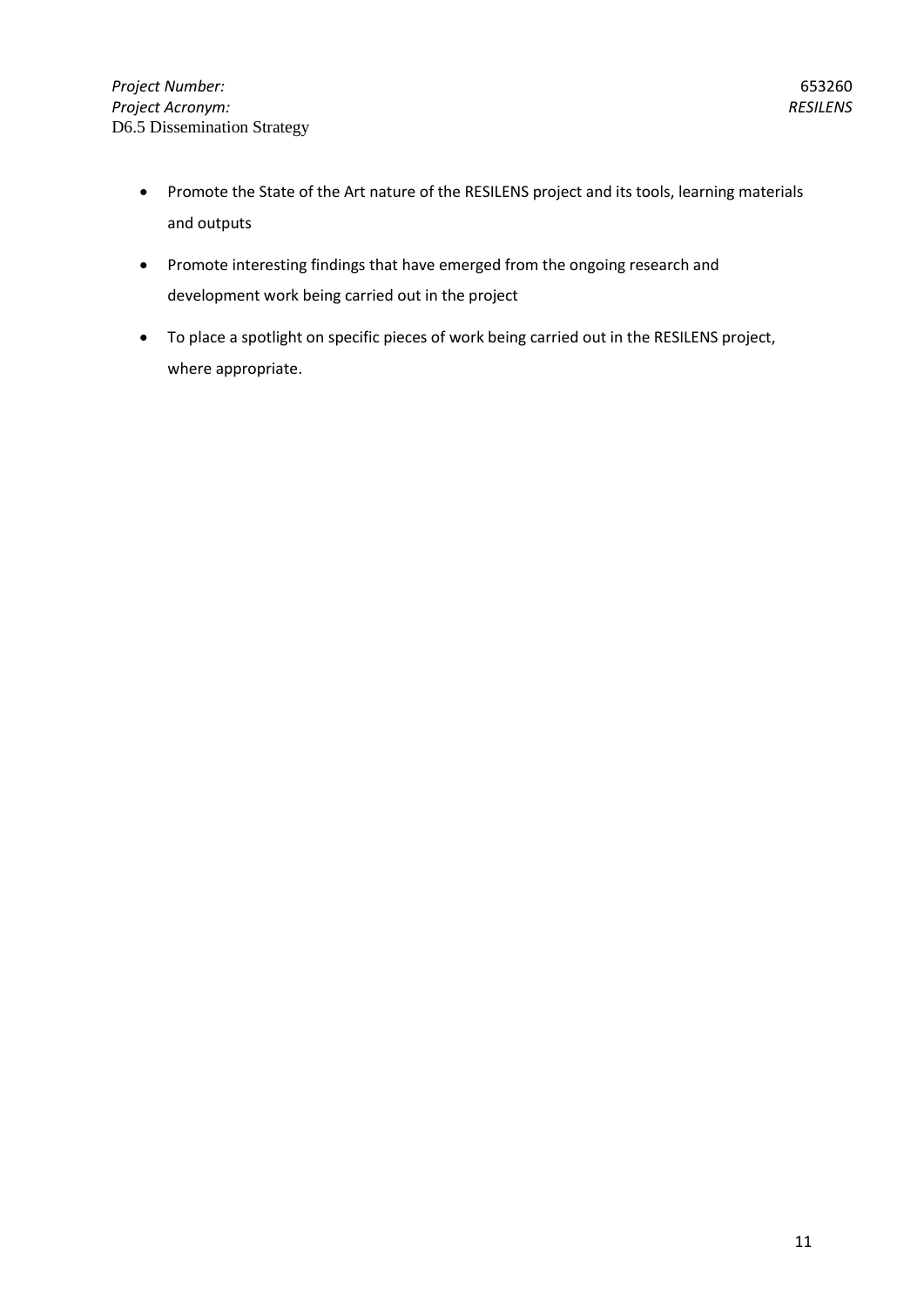- Promote the State of the Art nature of the RESILENS project and its tools, learning materials and outputs
- Promote interesting findings that have emerged from the ongoing research and development work being carried out in the project
- To place a spotlight on specific pieces of work being carried out in the RESILENS project, where appropriate.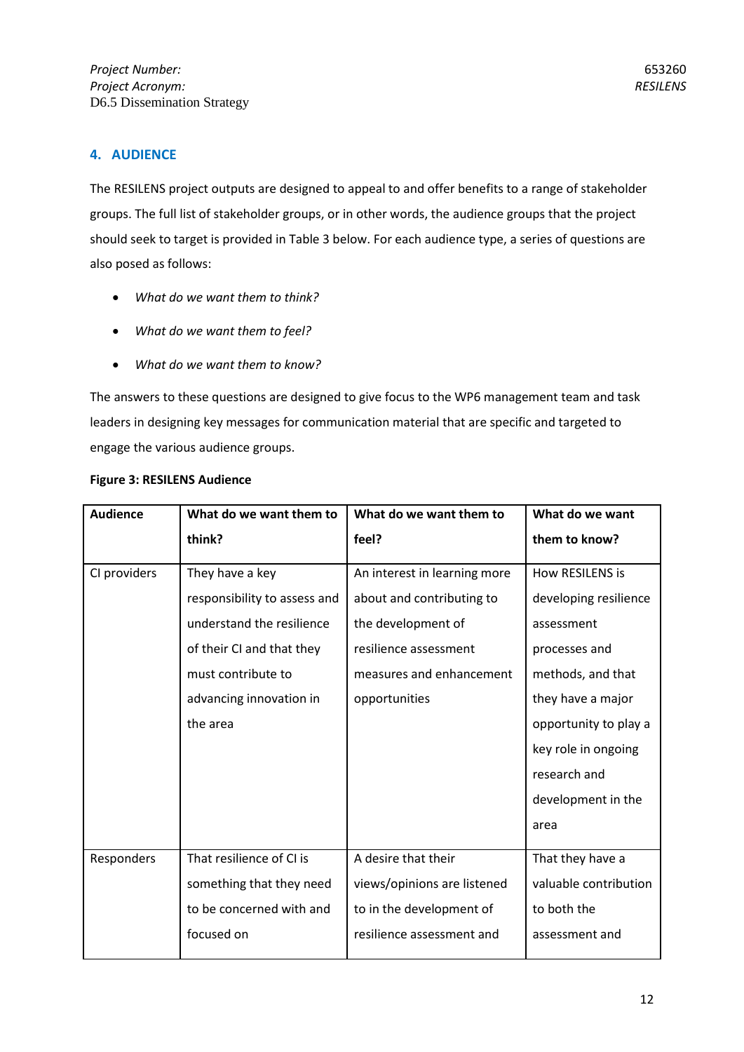## 4. AUDIENCE

The RESILENS project outputs are designed to appeal to and offer benefits to a range of stakeholder groups. The full list of stakeholder groups, or in other words, the audience groups that the project should seek to target is provided in Table 3 below. For each audience type, a series of questions are also posed as follows:

- *What do we want them to think?*
- *What do we want them to feel?*
- *What do we want them to know?*

The answers to these questions are designed to give focus to the WP6 management team and task leaders in designing key messages for communication material that are specific and targeted to engage the various audience groups.

**Figure 3: RESILENS Audience**

| Audience | What do we want them to think? | What do we want them to feel? | What do we want them to know? |
|---|---|---|---|
| CI providers | They have a key responsibility to assess and understand the resilience of their CI and that they must contribute to advancing innovation in the area | An interest in learning more about and contributing to the development of resilience assessment measures and enhancement opportunities | How RESILENS is developing resilience assessment processes and methods, and that they have a major opportunity to play a key role in ongoing research and development in the area |
| Responders | That resilience of CI is something that they need to be concerned with and focused on | A desire that their views/opinions are listened to in the development of resilience assessment and | That they have a valuable contribution to both the assessment and |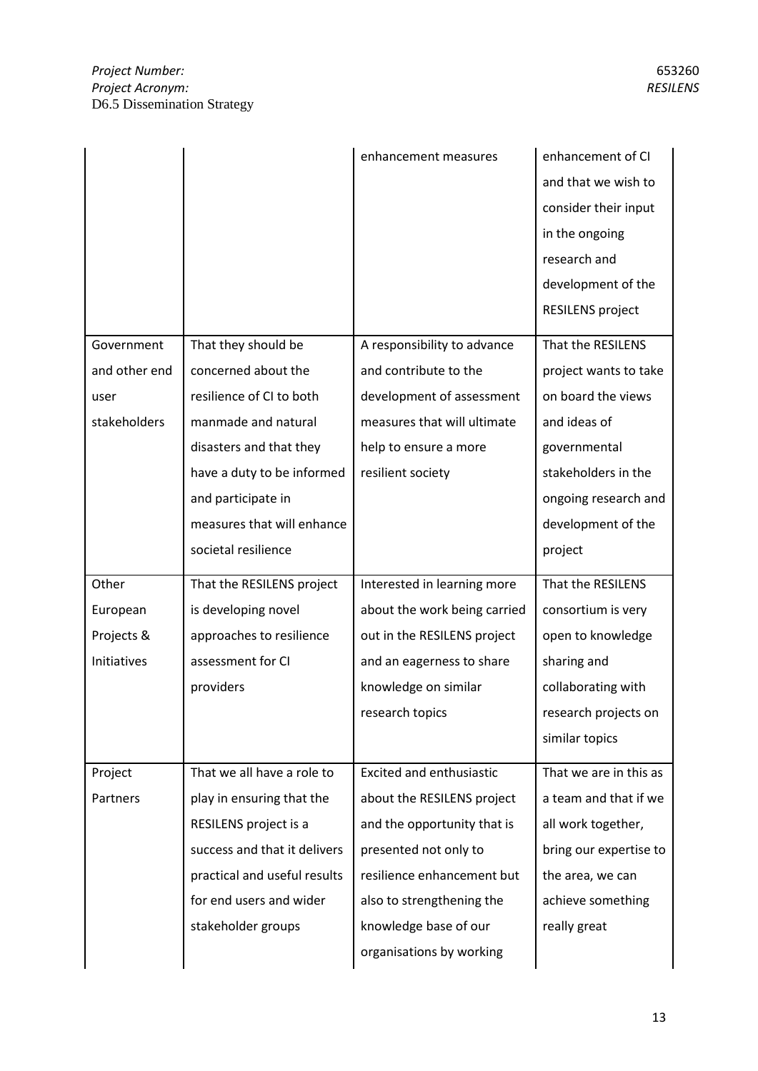| | | enhancement measures | enhancement of CI and that we wish to consider their input in the ongoing research and development of the RESILENS project |
|---|---|---|---|
| Government and other end user stakeholders | That they should be concerned about the resilience of CI to both manmade and natural disasters and that they have a duty to be informed and participate in measures that will enhance societal resilience | A responsibility to advance and contribute to the development of assessment measures that will ultimate help to ensure a more resilient society | That the RESILENS project wants to take on board the views and ideas of governmental stakeholders in the ongoing research and development of the project |
| Other European Projects & Initiatives | That the RESILENS project is developing novel approaches to resilience assessment for CI providers | Interested in learning more about the work being carried out in the RESILENS project and an eagerness to share knowledge on similar research topics | That the RESILENS consortium is very open to knowledge sharing and collaborating with research projects on similar topics |
| Project Partners | That we all have a role to play in ensuring that the RESILENS project is a success and that it delivers practical and useful results for end users and wider stakeholder groups | Excited and enthusiastic about the RESILENS project and the opportunity that is presented not only to resilience enhancement but also to strengthening the knowledge base of our organisations by working | That we are in this as a team and that if we all work together, bring our expertise to the area, we can achieve something really great |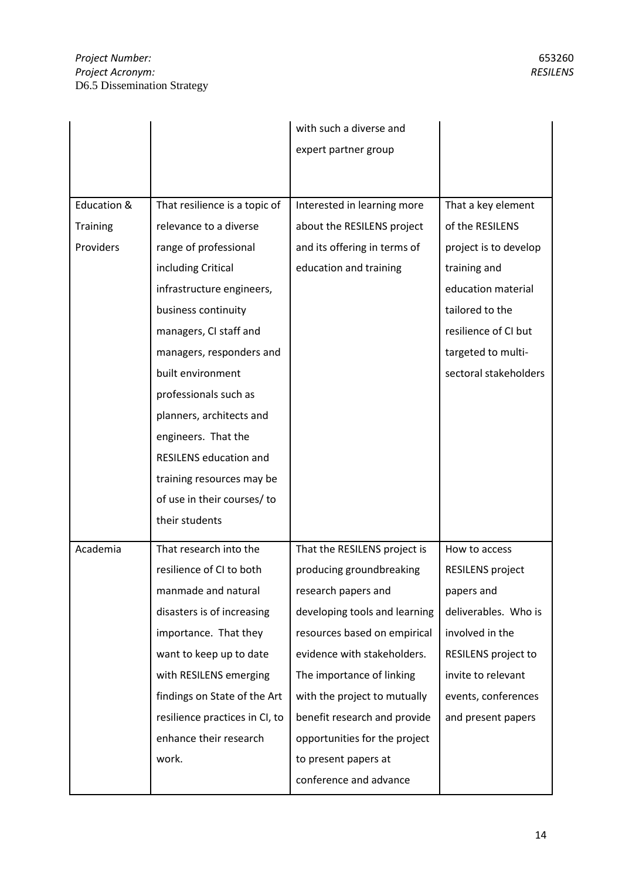| | | with such a diverse and expert partner group | |
|---|---|---|---|
| Education & Training Providers | That resilience is a topic of relevance to a diverse range of professional including Critical infrastructure engineers, business continuity managers, CI staff and managers, responders and built environment professionals such as planners, architects and engineers. That the RESILENS education and training resources may be of use in their courses/ to their students | Interested in learning more about the RESILENS project and its offering in terms of education and training | That a key element of the RESILENS project is to develop training and education material tailored to the resilience of CI but targeted to multi-sectoral stakeholders |
| Academia | That research into the resilience of CI to both manmade and natural disasters is of increasing importance. That they want to keep up to date with RESILENS emerging findings on State of the Art resilience practices in CI, to enhance their research work. | That the RESILENS project is producing groundbreaking research papers and developing tools and learning resources based on empirical evidence with stakeholders. The importance of linking with the project to mutually benefit research and provide opportunities for the project to present papers at conference and advance | How to access RESILENS project papers and deliverables. Who is involved in the RESILENS project to invite to relevant events, conferences and present papers |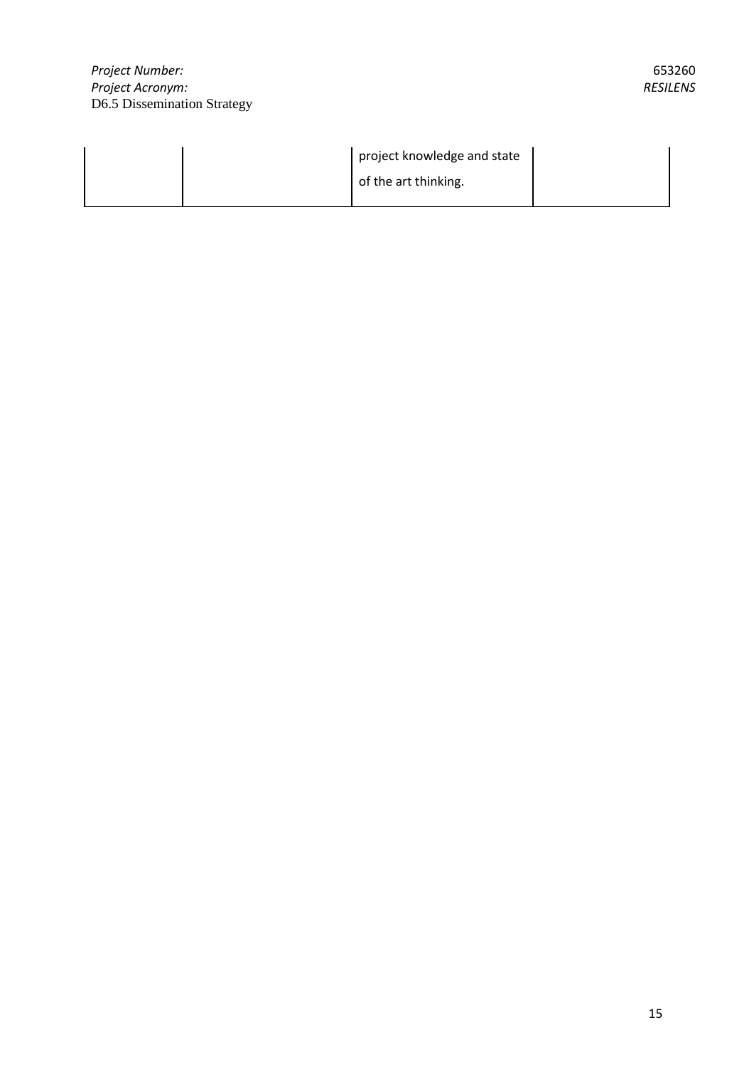|  |  | project knowledge and state of the art thinking. |  |
|---|---|---|---|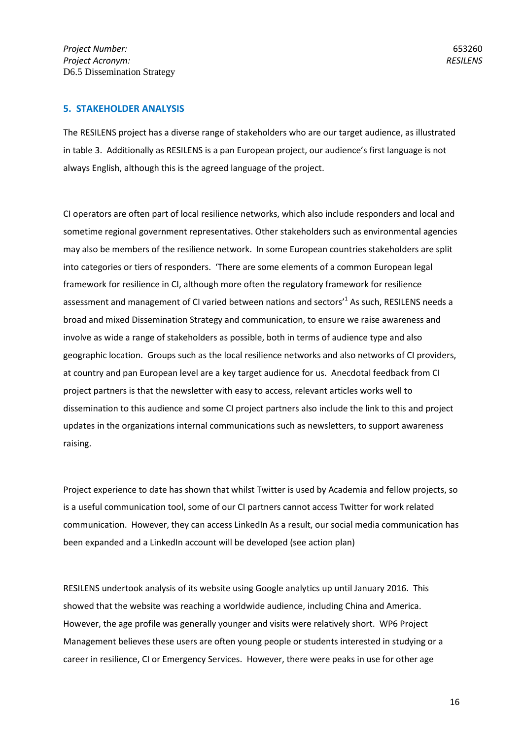## 5. STAKEHOLDER ANALYSIS

The RESILENS project has a diverse range of stakeholders who are our target audience, as illustrated in table 3. Additionally as RESILENS is a pan European project, our audience's first language is not always English, although this is the agreed language of the project.

CI operators are often part of local resilience networks, which also include responders and local and sometime regional government representatives. Other stakeholders such as environmental agencies may also be members of the resilience network. In some European countries stakeholders are split into categories or tiers of responders. 'There are some elements of a common European legal framework for resilience in CI, although more often the regulatory framework for resilience assessment and management of CI varied between nations and sectors'[1] As such, RESILENS needs a broad and mixed Dissemination Strategy and communication, to ensure we raise awareness and involve as wide a range of stakeholders as possible, both in terms of audience type and also geographic location. Groups such as the local resilience networks and also networks of CI providers, at country and pan European level are a key target audience for us. Anecdotal feedback from CI project partners is that the newsletter with easy to access, relevant articles works well to dissemination to this audience and some CI project partners also include the link to this and project updates in the organizations internal communications such as newsletters, to support awareness raising.

Project experience to date has shown that whilst Twitter is used by Academia and fellow projects, so is a useful communication tool, some of our CI partners cannot access Twitter for work related communication. However, they can access LinkedIn As a result, our social media communication has been expanded and a LinkedIn account will be developed (see action plan)

RESILENS undertook analysis of its website using Google analytics up until January 2016. This showed that the website was reaching a worldwide audience, including China and America. However, the age profile was generally younger and visits were relatively short. WP6 Project Management believes these users are often young people or students interested in studying or a career in resilience, CI or Emergency Services. However, there were peaks in use for other age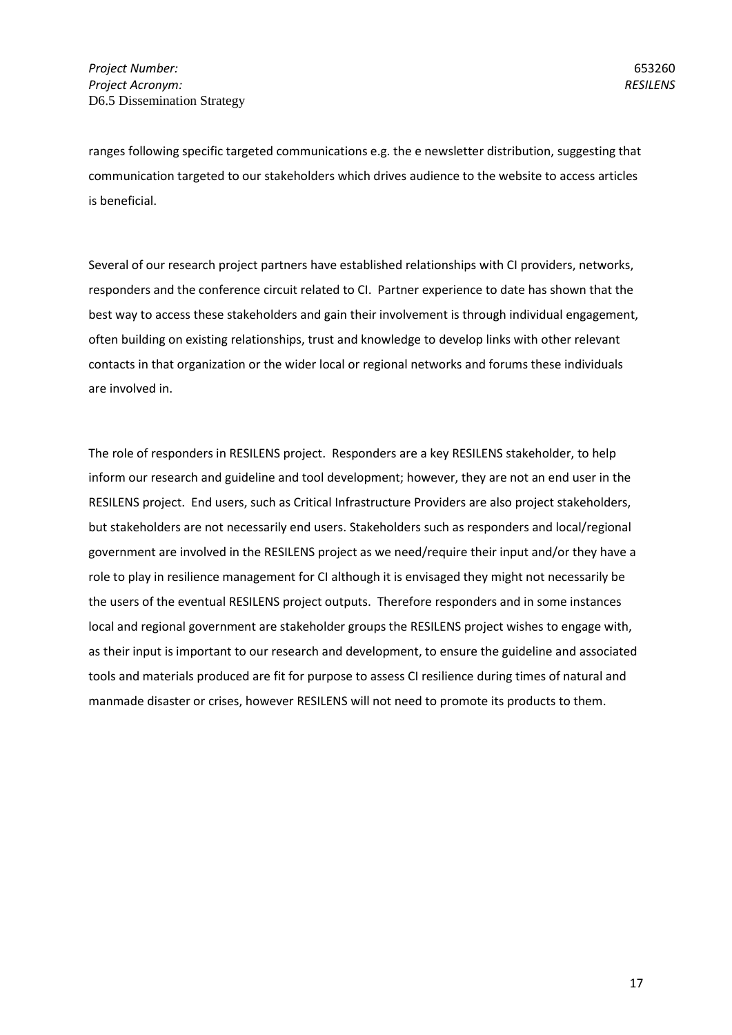ranges following specific targeted communications e.g. the e newsletter distribution, suggesting that communication targeted to our stakeholders which drives audience to the website to access articles is beneficial.

Several of our research project partners have established relationships with CI providers, networks, responders and the conference circuit related to CI. Partner experience to date has shown that the best way to access these stakeholders and gain their involvement is through individual engagement, often building on existing relationships, trust and knowledge to develop links with other relevant contacts in that organization or the wider local or regional networks and forums these individuals are involved in.

The role of responders in RESILENS project. Responders are a key RESILENS stakeholder, to help inform our research and guideline and tool development; however, they are not an end user in the RESILENS project. End users, such as Critical Infrastructure Providers are also project stakeholders, but stakeholders are not necessarily end users. Stakeholders such as responders and local/regional government are involved in the RESILENS project as we need/require their input and/or they have a role to play in resilience management for CI although it is envisaged they might not necessarily be the users of the eventual RESILENS project outputs. Therefore responders and in some instances local and regional government are stakeholder groups the RESILENS project wishes to engage with, as their input is important to our research and development, to ensure the guideline and associated tools and materials produced are fit for purpose to assess CI resilience during times of natural and manmade disaster or crises, however RESILENS will not need to promote its products to them.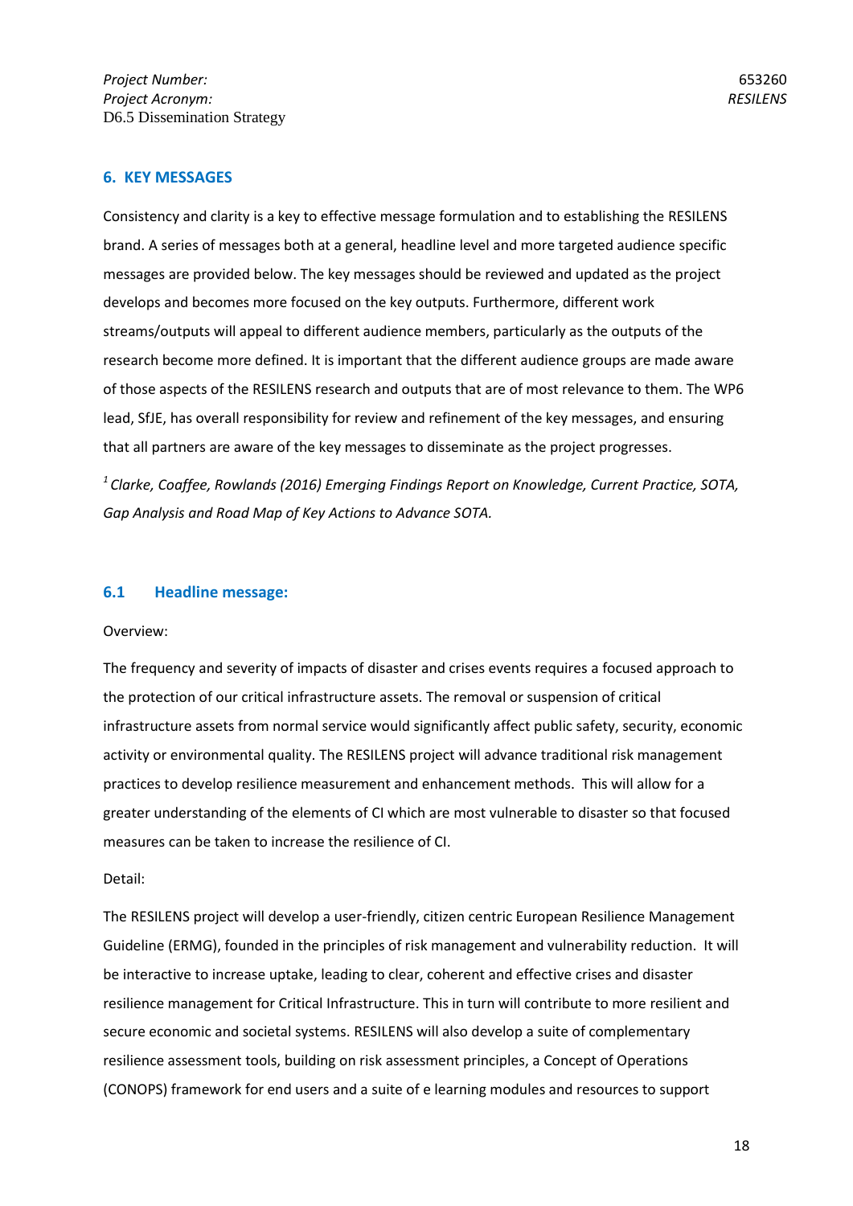## 6. KEY MESSAGES

Consistency and clarity is a key to effective message formulation and to establishing the RESILENS brand. A series of messages both at a general, headline level and more targeted audience specific messages are provided below. The key messages should be reviewed and updated as the project develops and becomes more focused on the key outputs. Furthermore, different work streams/outputs will appeal to different audience members, particularly as the outputs of the research become more defined. It is important that the different audience groups are made aware of those aspects of the RESILENS research and outputs that are of most relevance to them. The WP6 lead, SfJE, has overall responsibility for review and refinement of the key messages, and ensuring that all partners are aware of the key messages to disseminate as the project progresses.

[1] *Clarke, Coaffee, Rowlands (2016) Emerging Findings Report on Knowledge, Current Practice, SOTA, Gap Analysis and Road Map of Key Actions to Advance SOTA.*

### 6.1 Headline message:

Overview:

The frequency and severity of impacts of disaster and crises events requires a focused approach to the protection of our critical infrastructure assets. The removal or suspension of critical infrastructure assets from normal service would significantly affect public safety, security, economic activity or environmental quality. The RESILENS project will advance traditional risk management practices to develop resilience measurement and enhancement methods. This will allow for a greater understanding of the elements of CI which are most vulnerable to disaster so that focused measures can be taken to increase the resilience of CI.

Detail:

The RESILENS project will develop a user-friendly, citizen centric European Resilience Management Guideline (ERMG), founded in the principles of risk management and vulnerability reduction. It will be interactive to increase uptake, leading to clear, coherent and effective crises and disaster resilience management for Critical Infrastructure. This in turn will contribute to more resilient and secure economic and societal systems. RESILENS will also develop a suite of complementary resilience assessment tools, building on risk assessment principles, a Concept of Operations (CONOPS) framework for end users and a suite of e learning modules and resources to support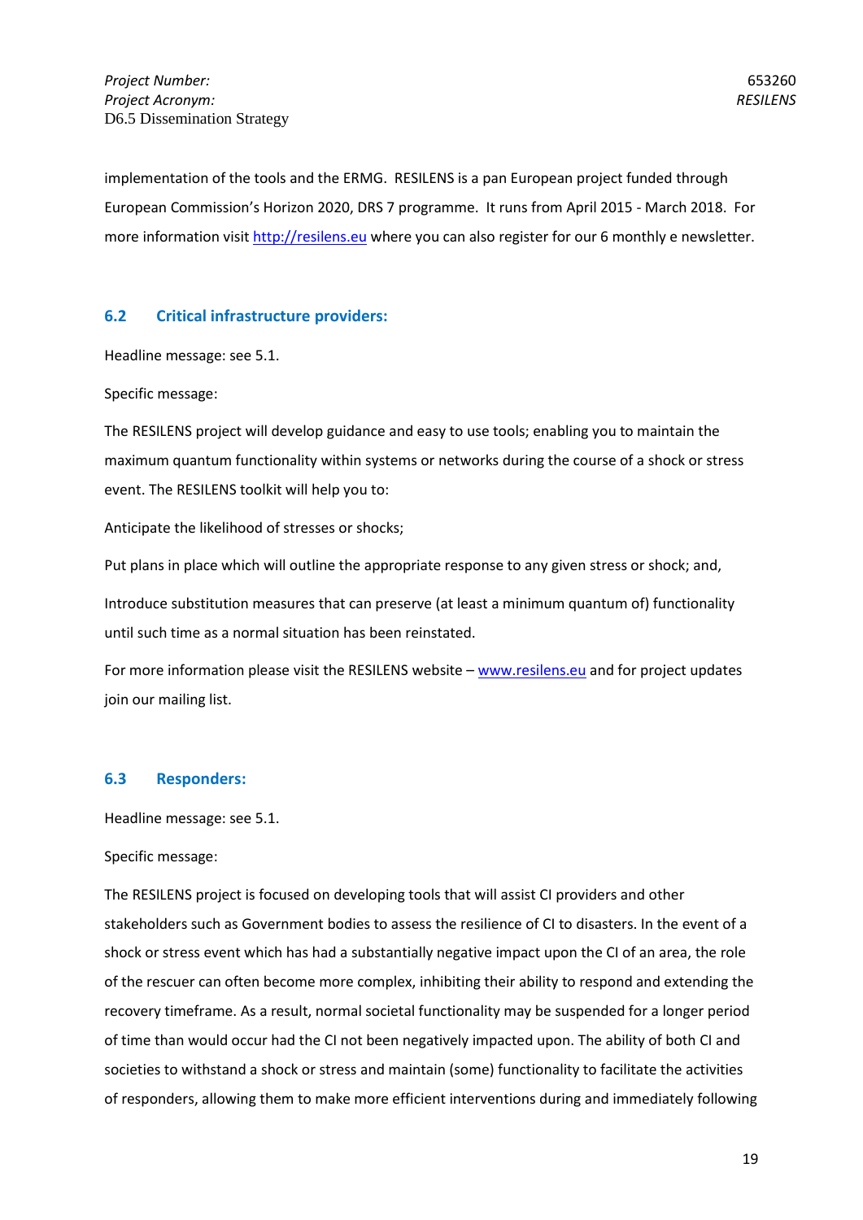implementation of the tools and the ERMG. RESILENS is a pan European project funded through European Commission's Horizon 2020, DRS 7 programme. It runs from April 2015 - March 2018. For more information visit [http://resilens.eu](http://resilens.eu) where you can also register for our 6 monthly e newsletter.

## 6.2 Critical infrastructure providers:

Headline message: see 5.1.

Specific message:

The RESILENS project will develop guidance and easy to use tools; enabling you to maintain the maximum quantum functionality within systems or networks during the course of a shock or stress event. The RESILENS toolkit will help you to:

Anticipate the likelihood of stresses or shocks;

Put plans in place which will outline the appropriate response to any given stress or shock; and,

Introduce substitution measures that can preserve (at least a minimum quantum of) functionality until such time as a normal situation has been reinstated.

For more information please visit the RESILENS website – [www.resilens.eu](http://www.resilens.eu) and for project updates join our mailing list.

## 6.3 Responders:

Headline message: see 5.1.

Specific message:

The RESILENS project is focused on developing tools that will assist CI providers and other stakeholders such as Government bodies to assess the resilience of CI to disasters. In the event of a shock or stress event which has had a substantially negative impact upon the CI of an area, the role of the rescuer can often become more complex, inhibiting their ability to respond and extending the recovery timeframe. As a result, normal societal functionality may be suspended for a longer period of time than would occur had the CI not been negatively impacted upon. The ability of both CI and societies to withstand a shock or stress and maintain (some) functionality to facilitate the activities of responders, allowing them to make more efficient interventions during and immediately following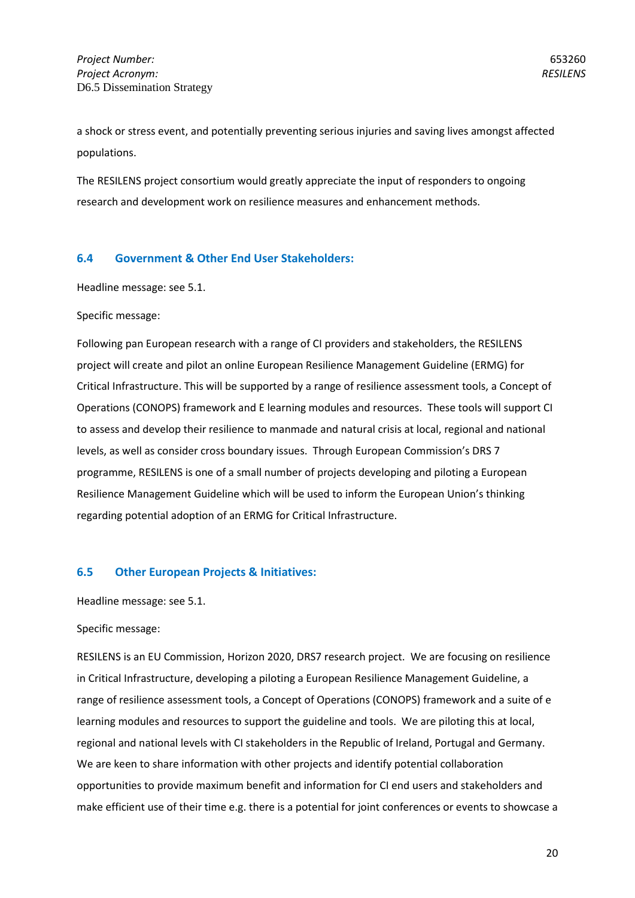a shock or stress event, and potentially preventing serious injuries and saving lives amongst affected populations.

The RESILENS project consortium would greatly appreciate the input of responders to ongoing research and development work on resilience measures and enhancement methods.

## 6.4 Government & Other End User Stakeholders:

Headline message: see 5.1.

Specific message:

Following pan European research with a range of CI providers and stakeholders, the RESILENS project will create and pilot an online European Resilience Management Guideline (ERMG) for Critical Infrastructure. This will be supported by a range of resilience assessment tools, a Concept of Operations (CONOPS) framework and E learning modules and resources. These tools will support CI to assess and develop their resilience to manmade and natural crisis at local, regional and national levels, as well as consider cross boundary issues. Through European Commission's DRS 7 programme, RESILENS is one of a small number of projects developing and piloting a European Resilience Management Guideline which will be used to inform the European Union's thinking regarding potential adoption of an ERMG for Critical Infrastructure.

## 6.5 Other European Projects & Initiatives:

Headline message: see 5.1.

Specific message:

RESILENS is an EU Commission, Horizon 2020, DRS7 research project. We are focusing on resilience in Critical Infrastructure, developing a piloting a European Resilience Management Guideline, a range of resilience assessment tools, a Concept of Operations (CONOPS) framework and a suite of e learning modules and resources to support the guideline and tools. We are piloting this at local, regional and national levels with CI stakeholders in the Republic of Ireland, Portugal and Germany. We are keen to share information with other projects and identify potential collaboration opportunities to provide maximum benefit and information for CI end users and stakeholders and make efficient use of their time e.g. there is a potential for joint conferences or events to showcase a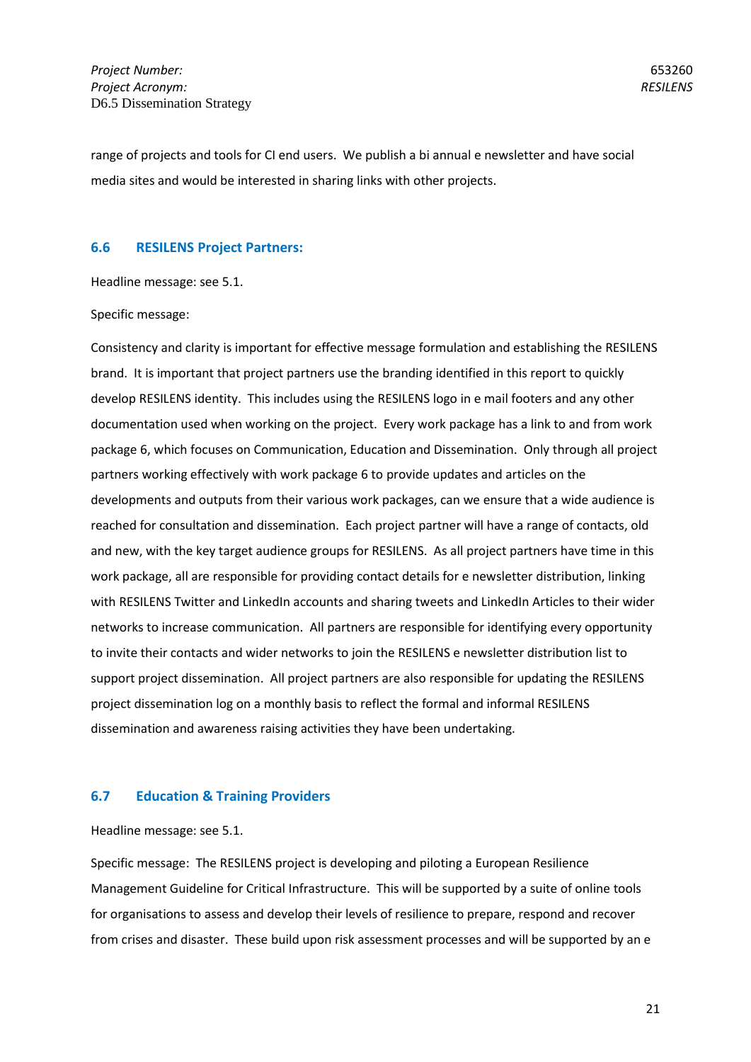range of projects and tools for CI end users. We publish a bi annual e newsletter and have social media sites and would be interested in sharing links with other projects.

## 6.6 RESILENS Project Partners:

Headline message: see 5.1.

Specific message:

Consistency and clarity is important for effective message formulation and establishing the RESILENS brand. It is important that project partners use the branding identified in this report to quickly develop RESILENS identity. This includes using the RESILENS logo in e mail footers and any other documentation used when working on the project. Every work package has a link to and from work package 6, which focuses on Communication, Education and Dissemination. Only through all project partners working effectively with work package 6 to provide updates and articles on the developments and outputs from their various work packages, can we ensure that a wide audience is reached for consultation and dissemination. Each project partner will have a range of contacts, old and new, with the key target audience groups for RESILENS. As all project partners have time in this work package, all are responsible for providing contact details for e newsletter distribution, linking with RESILENS Twitter and LinkedIn accounts and sharing tweets and LinkedIn Articles to their wider networks to increase communication. All partners are responsible for identifying every opportunity to invite their contacts and wider networks to join the RESILENS e newsletter distribution list to support project dissemination. All project partners are also responsible for updating the RESILENS project dissemination log on a monthly basis to reflect the formal and informal RESILENS dissemination and awareness raising activities they have been undertaking.

## 6.7 Education & Training Providers

Headline message: see 5.1.

Specific message: The RESILENS project is developing and piloting a European Resilience Management Guideline for Critical Infrastructure. This will be supported by a suite of online tools for organisations to assess and develop their levels of resilience to prepare, respond and recover from crises and disaster. These build upon risk assessment processes and will be supported by an e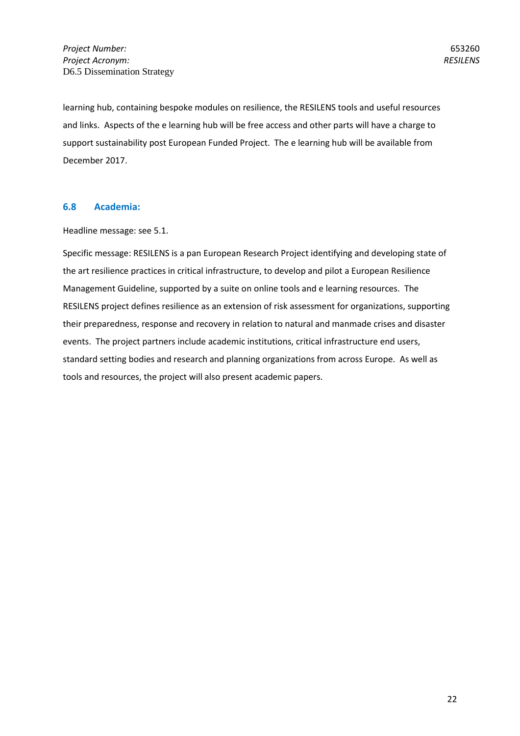learning hub, containing bespoke modules on resilience, the RESILENS tools and useful resources and links. Aspects of the e learning hub will be free access and other parts will have a charge to support sustainability post European Funded Project. The e learning hub will be available from December 2017.

## 6.8 Academia:

Headline message: see 5.1.

Specific message: RESILENS is a pan European Research Project identifying and developing state of the art resilience practices in critical infrastructure, to develop and pilot a European Resilience Management Guideline, supported by a suite on online tools and e learning resources. The RESILENS project defines resilience as an extension of risk assessment for organizations, supporting their preparedness, response and recovery in relation to natural and manmade crises and disaster events. The project partners include academic institutions, critical infrastructure end users, standard setting bodies and research and planning organizations from across Europe. As well as tools and resources, the project will also present academic papers.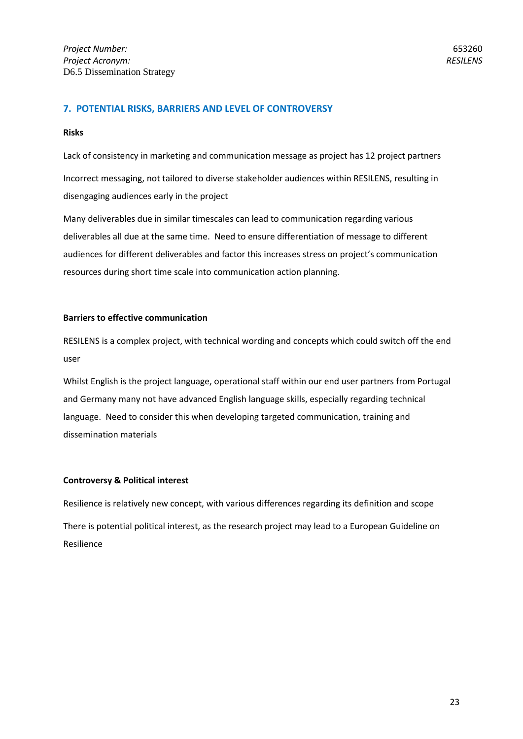## 7. POTENTIAL RISKS, BARRIERS AND LEVEL OF CONTROVERSY

**Risks**

Lack of consistency in marketing and communication message as project has 12 project partners

Incorrect messaging, not tailored to diverse stakeholder audiences within RESILENS, resulting in disengaging audiences early in the project

Many deliverables due in similar timescales can lead to communication regarding various deliverables all due at the same time. Need to ensure differentiation of message to different audiences for different deliverables and factor this increases stress on project's communication resources during short time scale into communication action planning.

**Barriers to effective communication**

RESILENS is a complex project, with technical wording and concepts which could switch off the end user

Whilst English is the project language, operational staff within our end user partners from Portugal and Germany many not have advanced English language skills, especially regarding technical language. Need to consider this when developing targeted communication, training and dissemination materials

**Controversy & Political interest**

Resilience is relatively new concept, with various differences regarding its definition and scope

There is potential political interest, as the research project may lead to a European Guideline on Resilience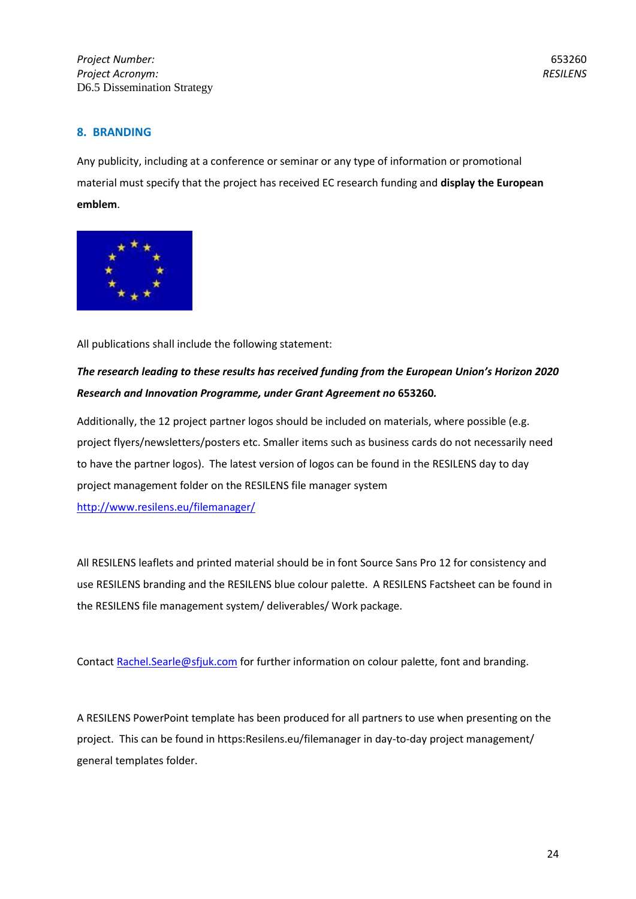## 8. BRANDING

Any publicity, including at a conference or seminar or any type of information or promotional material must specify that the project has received EC research funding and **display the European emblem**.

All publications shall include the following statement:

***The research leading to these results has received funding from the European Union's Horizon 2020 Research and Innovation Programme, under Grant Agreement no* 653260.**

Additionally, the 12 project partner logos should be included on materials, where possible (e.g. project flyers/newsletters/posters etc. Smaller items such as business cards do not necessarily need to have the partner logos). The latest version of logos can be found in the RESILENS day to day project management folder on the RESILENS file manager system http://www.resilens.eu/filemanager/

All RESILENS leaflets and printed material should be in font Source Sans Pro 12 for consistency and use RESILENS branding and the RESILENS blue colour palette. A RESILENS Factsheet can be found in the RESILENS file management system/ deliverables/ Work package.

Contact Rachel.Searle@sfjuk.com for further information on colour palette, font and branding.

A RESILENS PowerPoint template has been produced for all partners to use when presenting on the project. This can be found in https:Resilens.eu/filemanager in day-to-day project management/ general templates folder.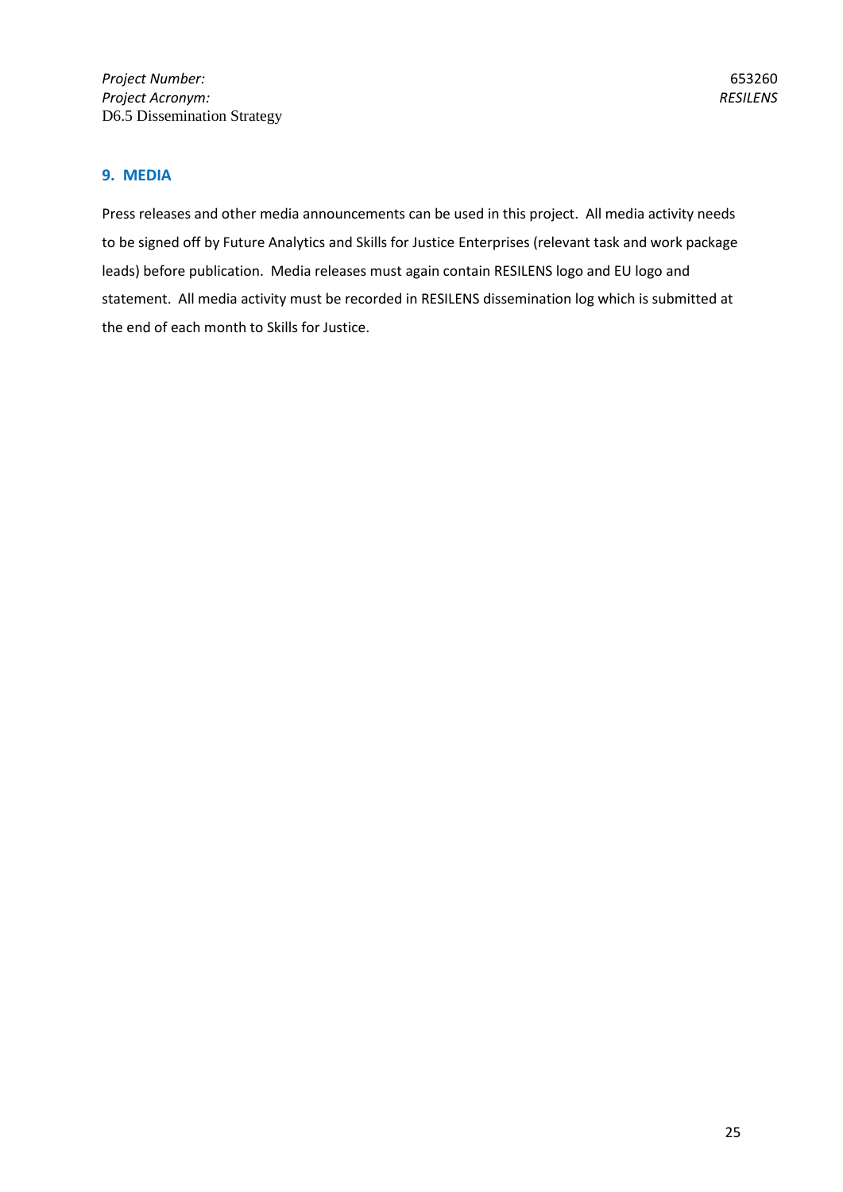## 9. MEDIA

Press releases and other media announcements can be used in this project. All media activity needs to be signed off by Future Analytics and Skills for Justice Enterprises (relevant task and work package leads) before publication. Media releases must again contain RESILENS logo and EU logo and statement. All media activity must be recorded in RESILENS dissemination log which is submitted at the end of each month to Skills for Justice.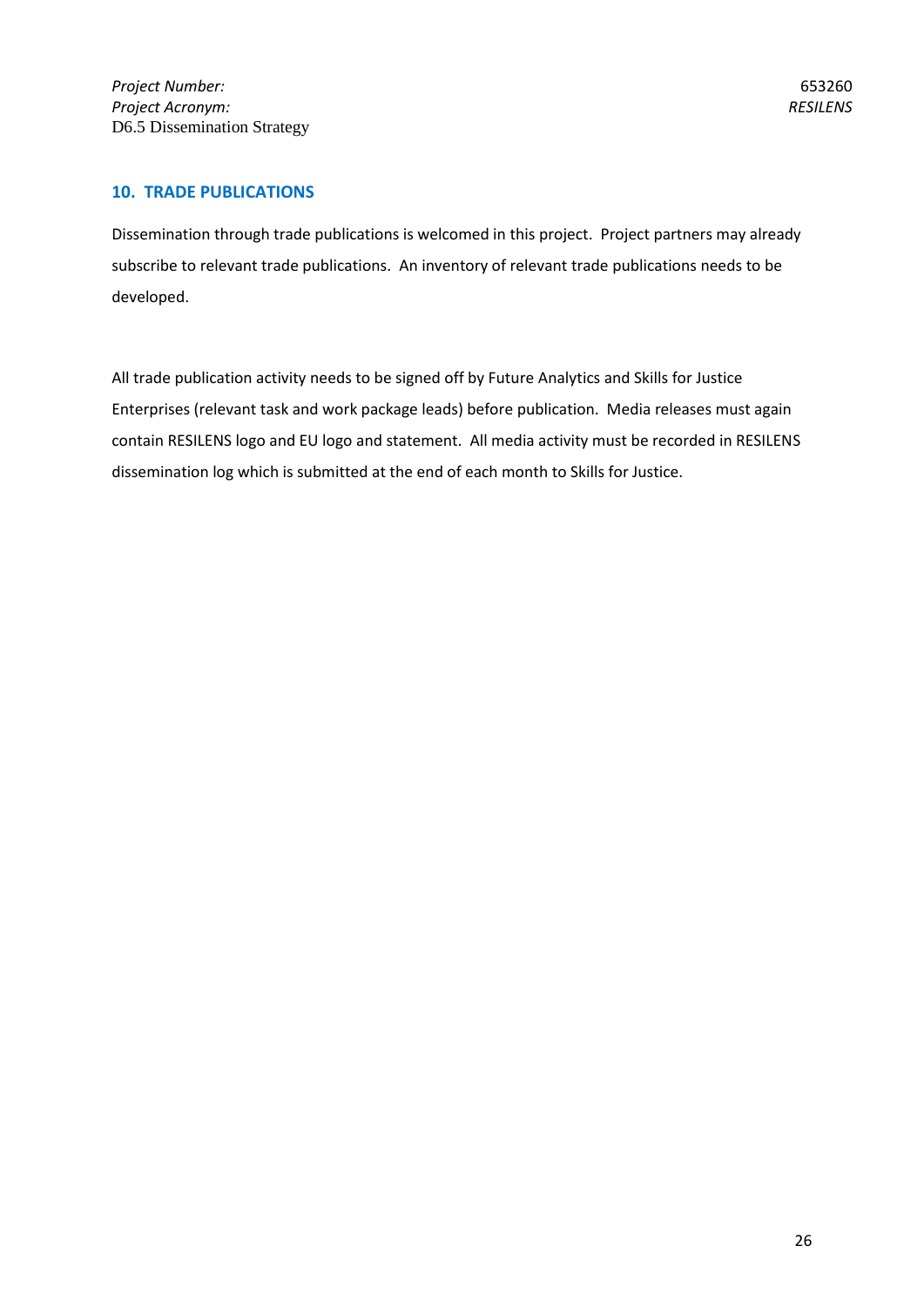## 10. TRADE PUBLICATIONS

Dissemination through trade publications is welcomed in this project. Project partners may already subscribe to relevant trade publications. An inventory of relevant trade publications needs to be developed.

All trade publication activity needs to be signed off by Future Analytics and Skills for Justice Enterprises (relevant task and work package leads) before publication. Media releases must again contain RESILENS logo and EU logo and statement. All media activity must be recorded in RESILENS dissemination log which is submitted at the end of each month to Skills for Justice.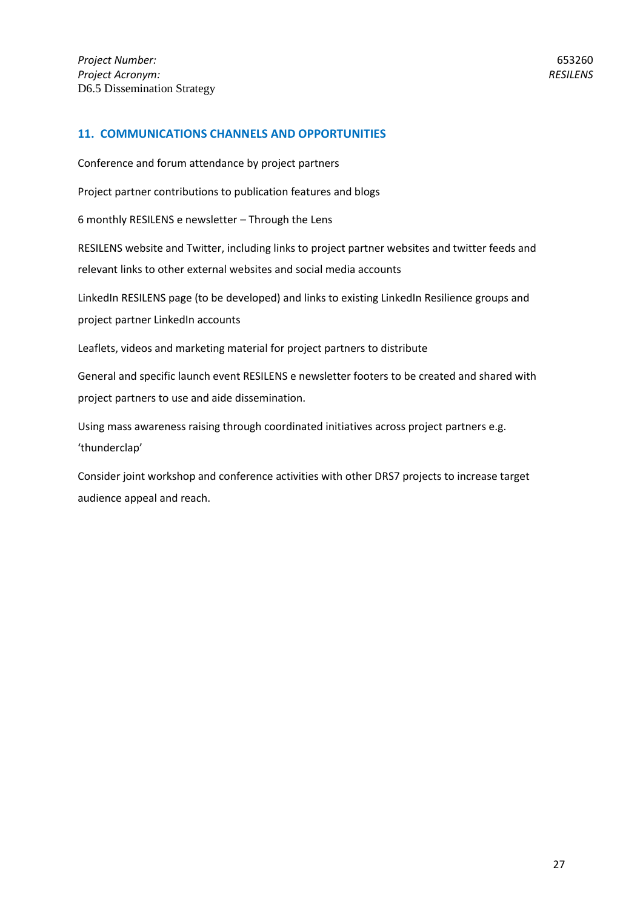## 11. COMMUNICATIONS CHANNELS AND OPPORTUNITIES

Conference and forum attendance by project partners

Project partner contributions to publication features and blogs

6 monthly RESILENS e newsletter – Through the Lens

RESILENS website and Twitter, including links to project partner websites and twitter feeds and relevant links to other external websites and social media accounts

LinkedIn RESILENS page (to be developed) and links to existing LinkedIn Resilience groups and project partner LinkedIn accounts

Leaflets, videos and marketing material for project partners to distribute

General and specific launch event RESILENS e newsletter footers to be created and shared with project partners to use and aide dissemination.

Using mass awareness raising through coordinated initiatives across project partners e.g. 'thunderclap'

Consider joint workshop and conference activities with other DRS7 projects to increase target audience appeal and reach.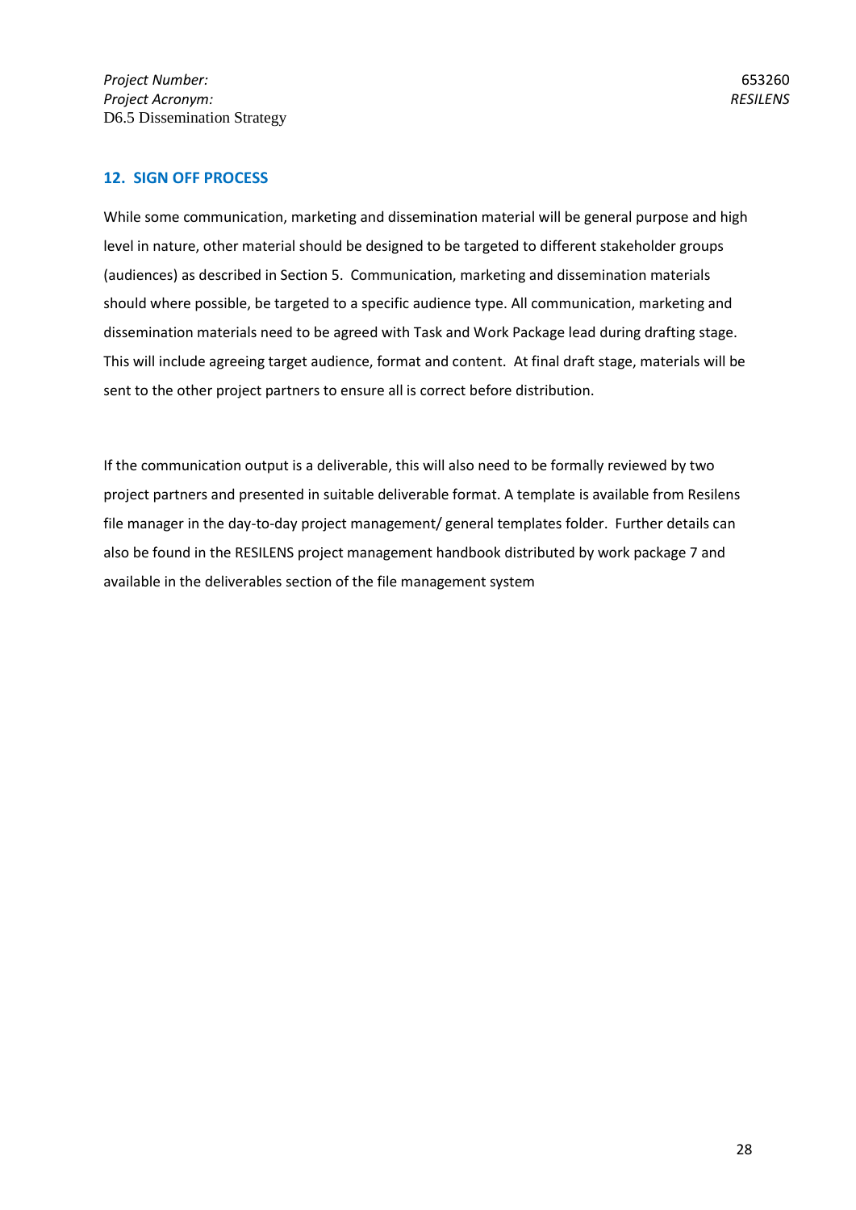## 12. SIGN OFF PROCESS

While some communication, marketing and dissemination material will be general purpose and high level in nature, other material should be designed to be targeted to different stakeholder groups (audiences) as described in Section 5. Communication, marketing and dissemination materials should where possible, be targeted to a specific audience type. All communication, marketing and dissemination materials need to be agreed with Task and Work Package lead during drafting stage. This will include agreeing target audience, format and content. At final draft stage, materials will be sent to the other project partners to ensure all is correct before distribution.

If the communication output is a deliverable, this will also need to be formally reviewed by two project partners and presented in suitable deliverable format. A template is available from Resilens file manager in the day-to-day project management/ general templates folder. Further details can also be found in the RESILENS project management handbook distributed by work package 7 and available in the deliverables section of the file management system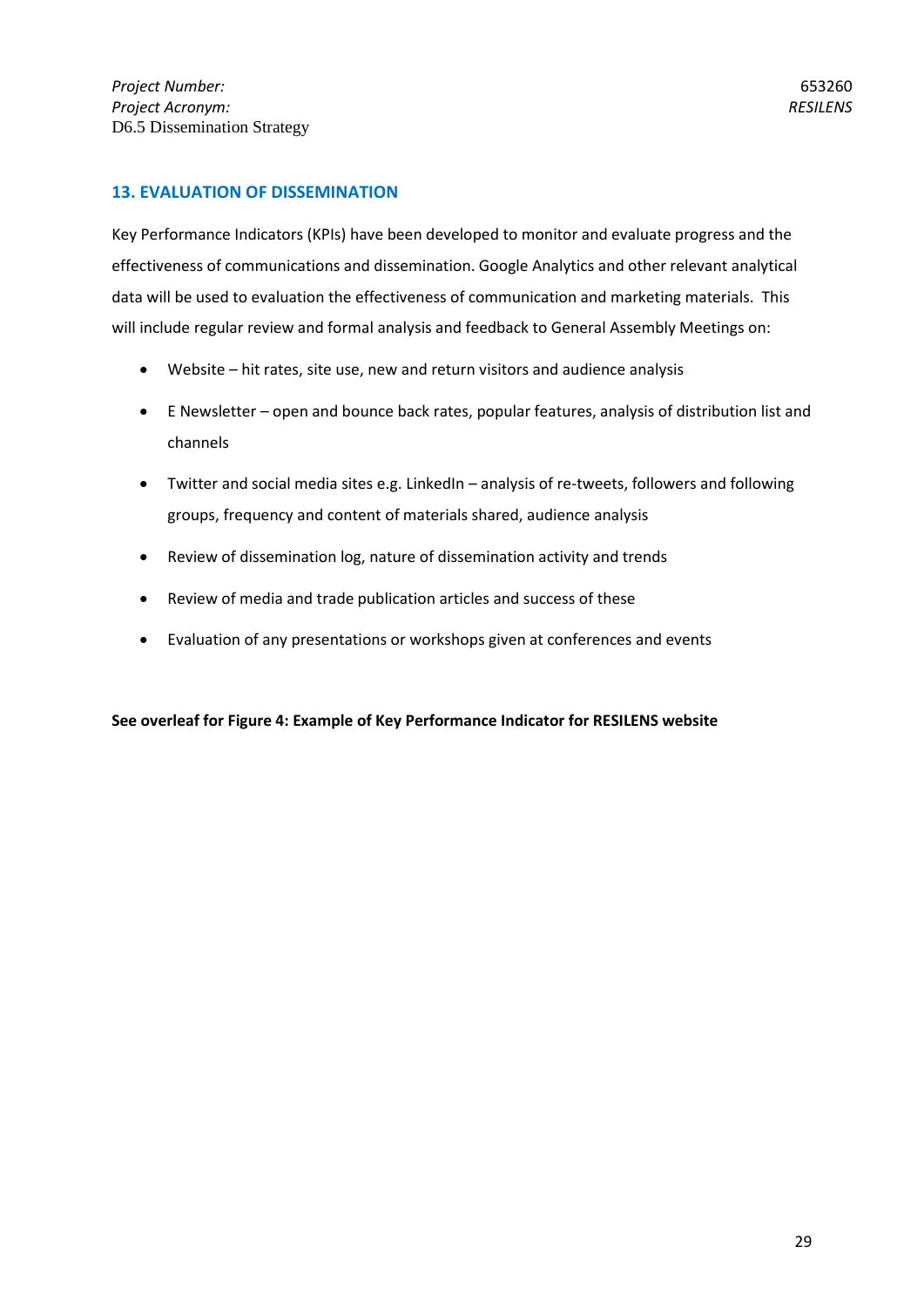## 13. EVALUATION OF DISSEMINATION

Key Performance Indicators (KPIs) have been developed to monitor and evaluate progress and the effectiveness of communications and dissemination. Google Analytics and other relevant analytical data will be used to evaluation the effectiveness of communication and marketing materials. This will include regular review and formal analysis and feedback to General Assembly Meetings on:

- Website – hit rates, site use, new and return visitors and audience analysis
- E Newsletter – open and bounce back rates, popular features, analysis of distribution list and channels
- Twitter and social media sites e.g. LinkedIn – analysis of re-tweets, followers and following groups, frequency and content of materials shared, audience analysis
- Review of dissemination log, nature of dissemination activity and trends
- Review of media and trade publication articles and success of these
- Evaluation of any presentations or workshops given at conferences and events

**See overleaf for Figure 4: Example of Key Performance Indicator for RESILENS website**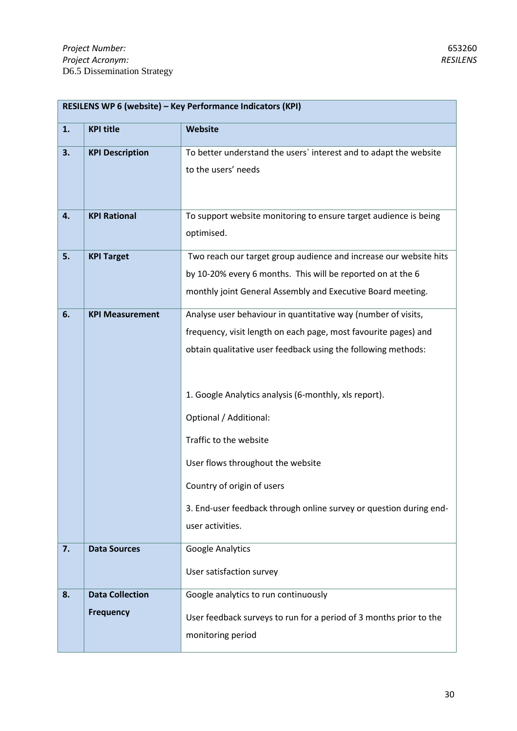| RESILENS WP 6 (website) – Key Performance Indicators (KPI) | | |
|---|---|---|
| **1.** | **KPI title** | **Website** |
| **3.** | **KPI Description** | To better understand the users` interest and to adapt the website to the users' needs |
| **4.** | **KPI Rational** | To support website monitoring to ensure target audience is being optimised. |
| **5.** | **KPI Target** | Two reach our target group audience and increase our website hits by 10-20% every 6 months. This will be reported on at the 6 monthly joint General Assembly and Executive Board meeting. |
| **6.** | **KPI Measurement** | Analyse user behaviour in quantitative way (number of visits, frequency, visit length on each page, most favourite pages) and obtain qualitative user feedback using the following methods:<br><br>1. Google Analytics analysis (6-monthly, xls report).<br>Optional / Additional:<br>Traffic to the website<br>User flows throughout the website<br>Country of origin of users<br>3. End-user feedback through online survey or question during end-user activities. |
| **7.** | **Data Sources** | Google Analytics<br>User satisfaction survey |
| **8.** | **Data Collection Frequency** | Google analytics to run continuously<br>User feedback surveys to run for a period of 3 months prior to the monitoring period |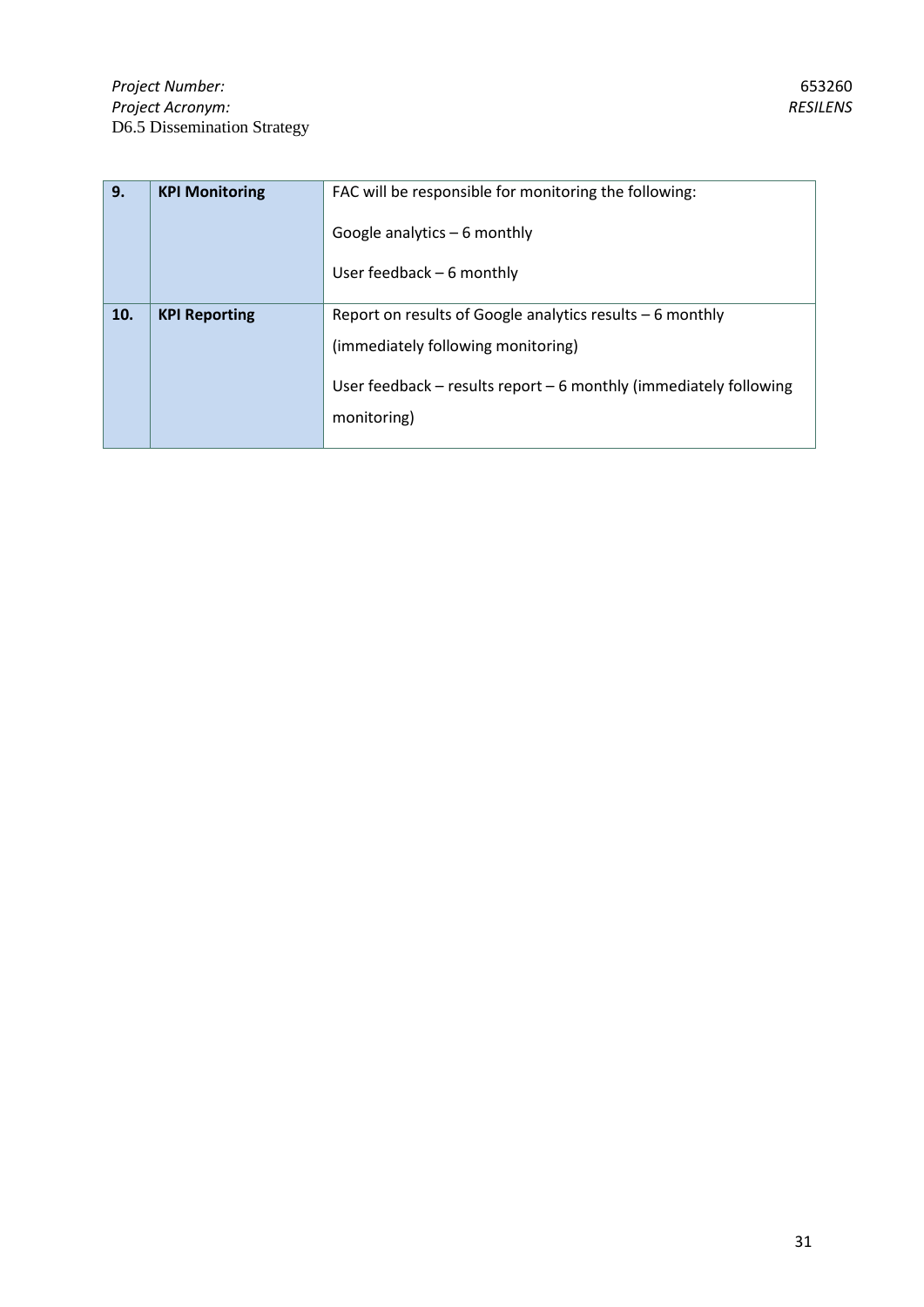| 9. | **KPI Monitoring** | FAC will be responsible for monitoring the following:<br><br>Google analytics – 6 monthly<br><br>User feedback – 6 monthly |
|---|---|---|
| 10. | **KPI Reporting** | Report on results of Google analytics results – 6 monthly (immediately following monitoring)<br><br>User feedback – results report – 6 monthly (immediately following monitoring) |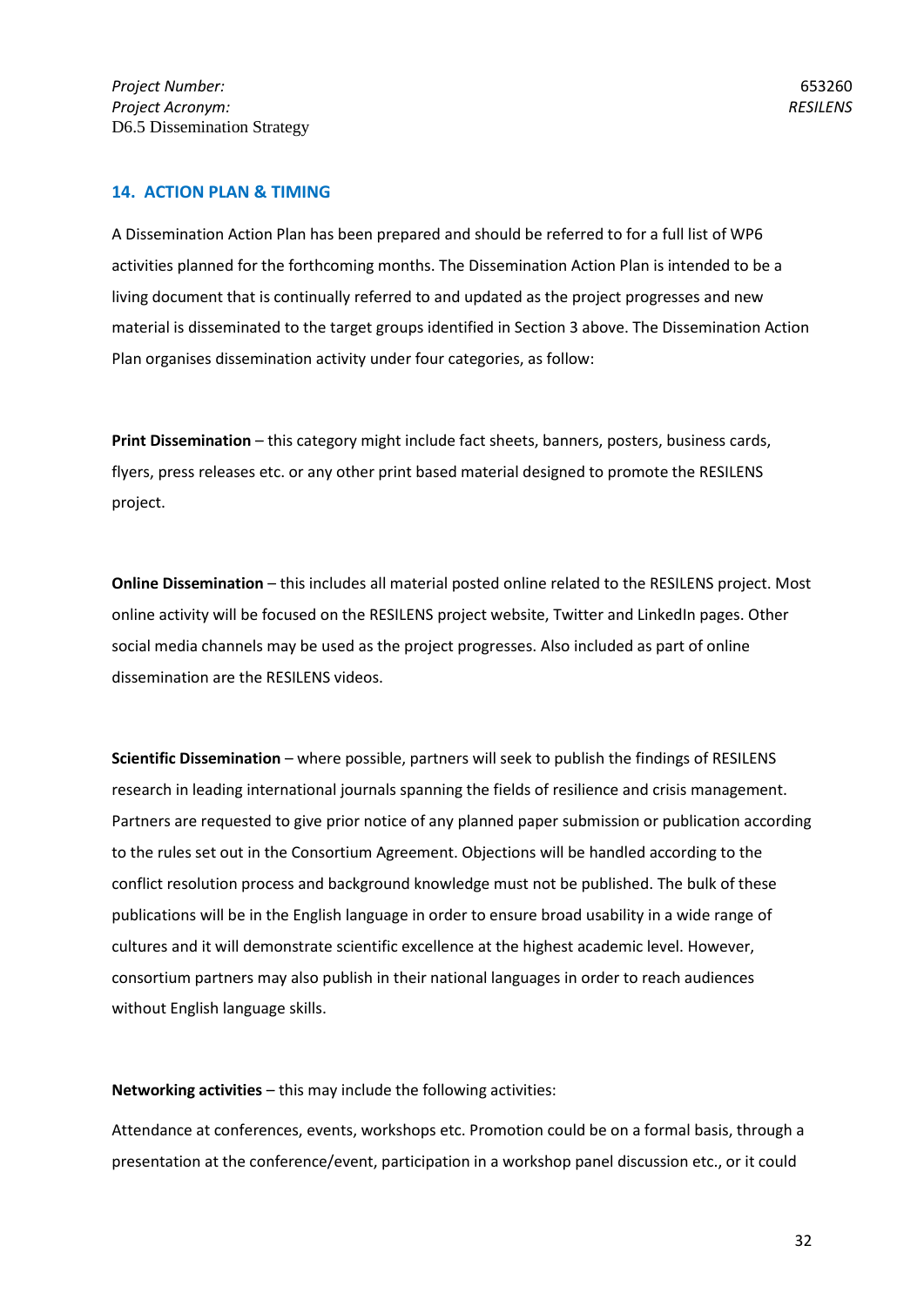## 14. ACTION PLAN & TIMING

A Dissemination Action Plan has been prepared and should be referred to for a full list of WP6 activities planned for the forthcoming months. The Dissemination Action Plan is intended to be a living document that is continually referred to and updated as the project progresses and new material is disseminated to the target groups identified in Section 3 above. The Dissemination Action Plan organises dissemination activity under four categories, as follow:

**Print Dissemination** – this category might include fact sheets, banners, posters, business cards, flyers, press releases etc. or any other print based material designed to promote the RESILENS project.

**Online Dissemination** – this includes all material posted online related to the RESILENS project. Most online activity will be focused on the RESILENS project website, Twitter and LinkedIn pages. Other social media channels may be used as the project progresses. Also included as part of online dissemination are the RESILENS videos.

**Scientific Dissemination** – where possible, partners will seek to publish the findings of RESILENS research in leading international journals spanning the fields of resilience and crisis management. Partners are requested to give prior notice of any planned paper submission or publication according to the rules set out in the Consortium Agreement. Objections will be handled according to the conflict resolution process and background knowledge must not be published. The bulk of these publications will be in the English language in order to ensure broad usability in a wide range of cultures and it will demonstrate scientific excellence at the highest academic level. However, consortium partners may also publish in their national languages in order to reach audiences without English language skills.

**Networking activities** – this may include the following activities:

Attendance at conferences, events, workshops etc. Promotion could be on a formal basis, through a presentation at the conference/event, participation in a workshop panel discussion etc., or it could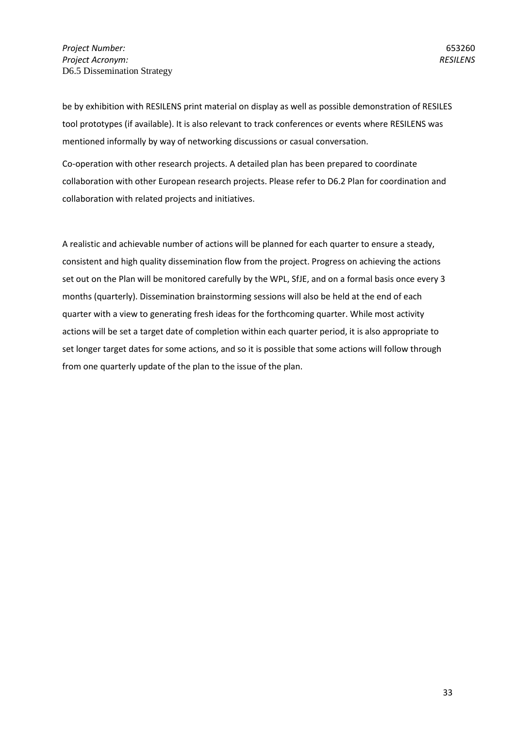be by exhibition with RESILENS print material on display as well as possible demonstration of RESILES tool prototypes (if available). It is also relevant to track conferences or events where RESILENS was mentioned informally by way of networking discussions or casual conversation.

Co-operation with other research projects. A detailed plan has been prepared to coordinate collaboration with other European research projects. Please refer to D6.2 Plan for coordination and collaboration with related projects and initiatives.

A realistic and achievable number of actions will be planned for each quarter to ensure a steady, consistent and high quality dissemination flow from the project. Progress on achieving the actions set out on the Plan will be monitored carefully by the WPL, SfJE, and on a formal basis once every 3 months (quarterly). Dissemination brainstorming sessions will also be held at the end of each quarter with a view to generating fresh ideas for the forthcoming quarter. While most activity actions will be set a target date of completion within each quarter period, it is also appropriate to set longer target dates for some actions, and so it is possible that some actions will follow through from one quarterly update of the plan to the issue of the plan.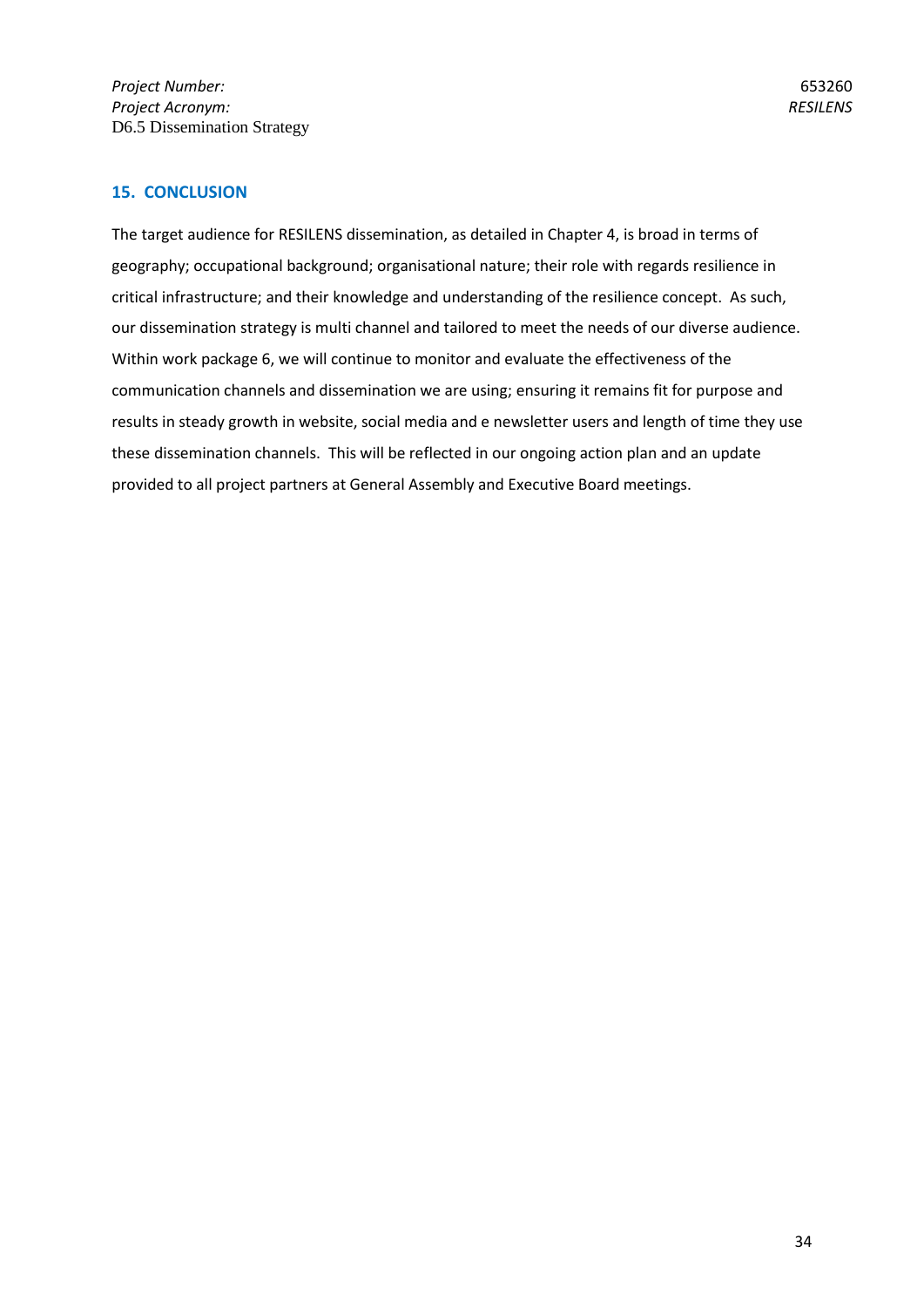## 15. CONCLUSION

The target audience for RESILENS dissemination, as detailed in Chapter 4, is broad in terms of geography; occupational background; organisational nature; their role with regards resilience in critical infrastructure; and their knowledge and understanding of the resilience concept. As such, our dissemination strategy is multi channel and tailored to meet the needs of our diverse audience. Within work package 6, we will continue to monitor and evaluate the effectiveness of the communication channels and dissemination we are using; ensuring it remains fit for purpose and results in steady growth in website, social media and e newsletter users and length of time they use these dissemination channels. This will be reflected in our ongoing action plan and an update provided to all project partners at General Assembly and Executive Board meetings.